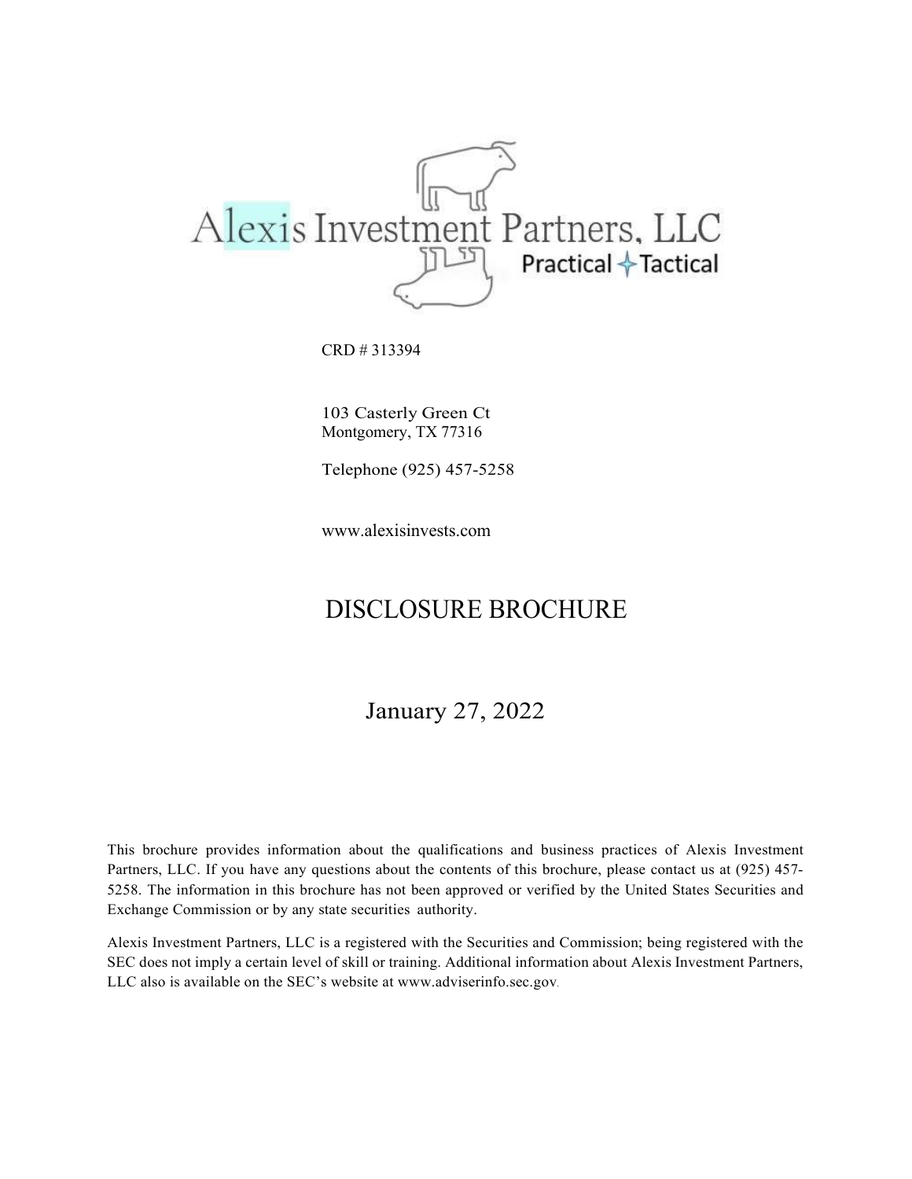Alexis Investment Partners, LLC

Practical ✦ Tactical

CRD # 313394

103 Casterly Green Ct
Montgomery, TX 77316

Telephone (925) 457-5258

www.alexisinvests.com

# DISCLOSURE BROCHURE

January 27, 2022

This brochure provides information about the qualifications and business practices of Alexis Investment Partners, LLC. If you have any questions about the contents of this brochure, please contact us at (925) 457-5258. The information in this brochure has not been approved or verified by the United States Securities and Exchange Commission or by any state securities authority.

Alexis Investment Partners, LLC is a registered with the Securities and Commission; being registered with the SEC does not imply a certain level of skill or training. Additional information about Alexis Investment Partners, LLC also is available on the SEC's website at www.adviserinfo.sec.gov.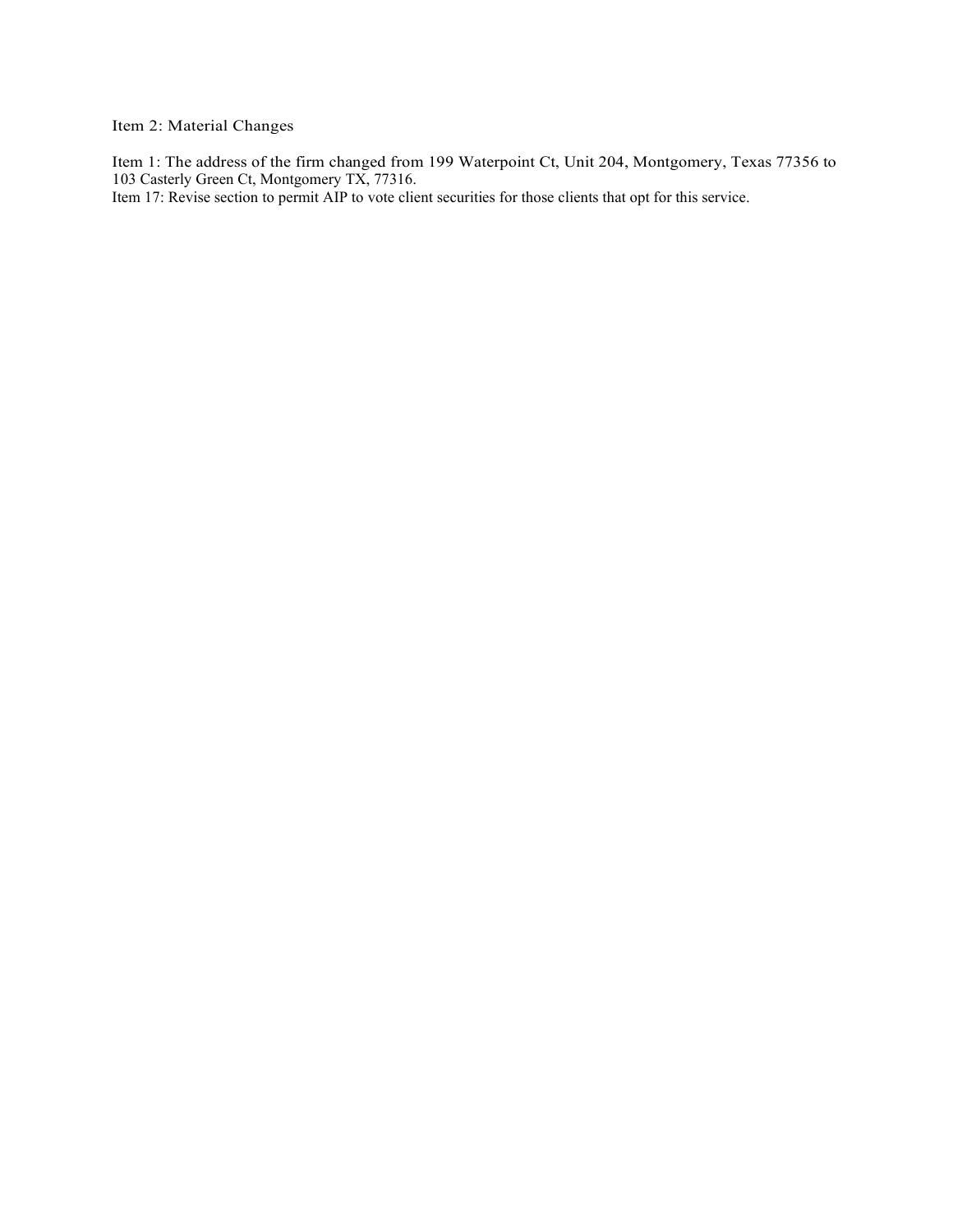## Item 2: Material Changes

Item 1: The address of the firm changed from 199 Waterpoint Ct, Unit 204, Montgomery, Texas 77356 to 103 Casterly Green Ct, Montgomery TX, 77316.

Item 17: Revise section to permit AIP to vote client securities for those clients that opt for this service.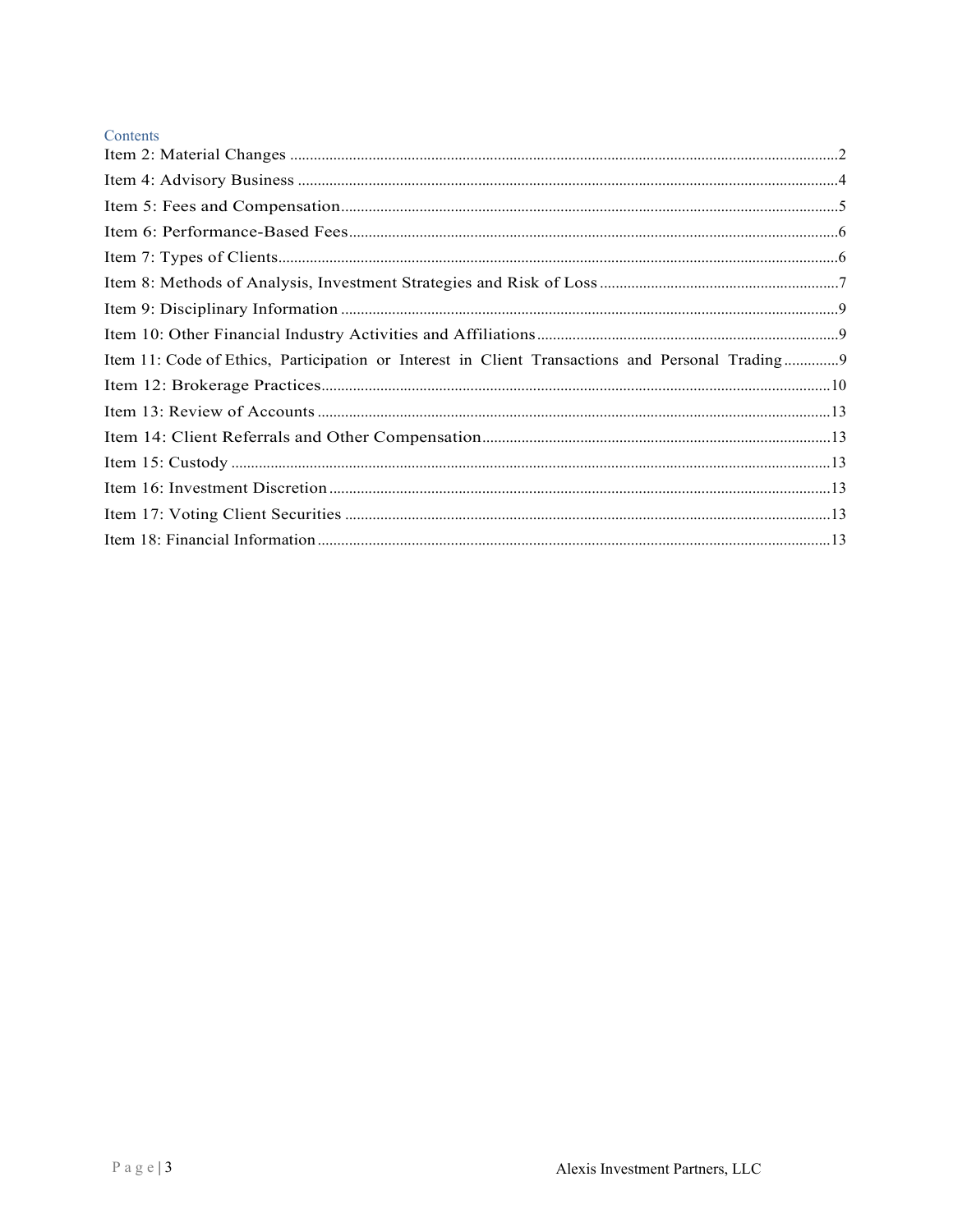## Contents

Item 2: Material Changes ........................................................................................................................2
Item 4: Advisory Business .......................................................................................................................4
Item 5: Fees and Compensation...............................................................................................................5
Item 6: Performance-Based Fees..............................................................................................................6
Item 7: Types of Clients...........................................................................................................................6
Item 8: Methods of Analysis, Investment Strategies and Risk of Loss .....................................................7
Item 9: Disciplinary Information ..............................................................................................................9
Item 10: Other Financial Industry Activities and Affiliations......................................................................9
Item 11: Code of Ethics, Participation or Interest in Client Transactions and Personal Trading ..............9
Item 12: Brokerage Practices...................................................................................................................10
Item 13: Review of Accounts ....................................................................................................................13
Item 14: Client Referrals and Other Compensation...................................................................................13
Item 15: Custody .......................................................................................................................................13
Item 16: Investment Discretion .................................................................................................................13
Item 17: Voting Client Securities ..............................................................................................................13
Item 18: Financial Information ..................................................................................................................13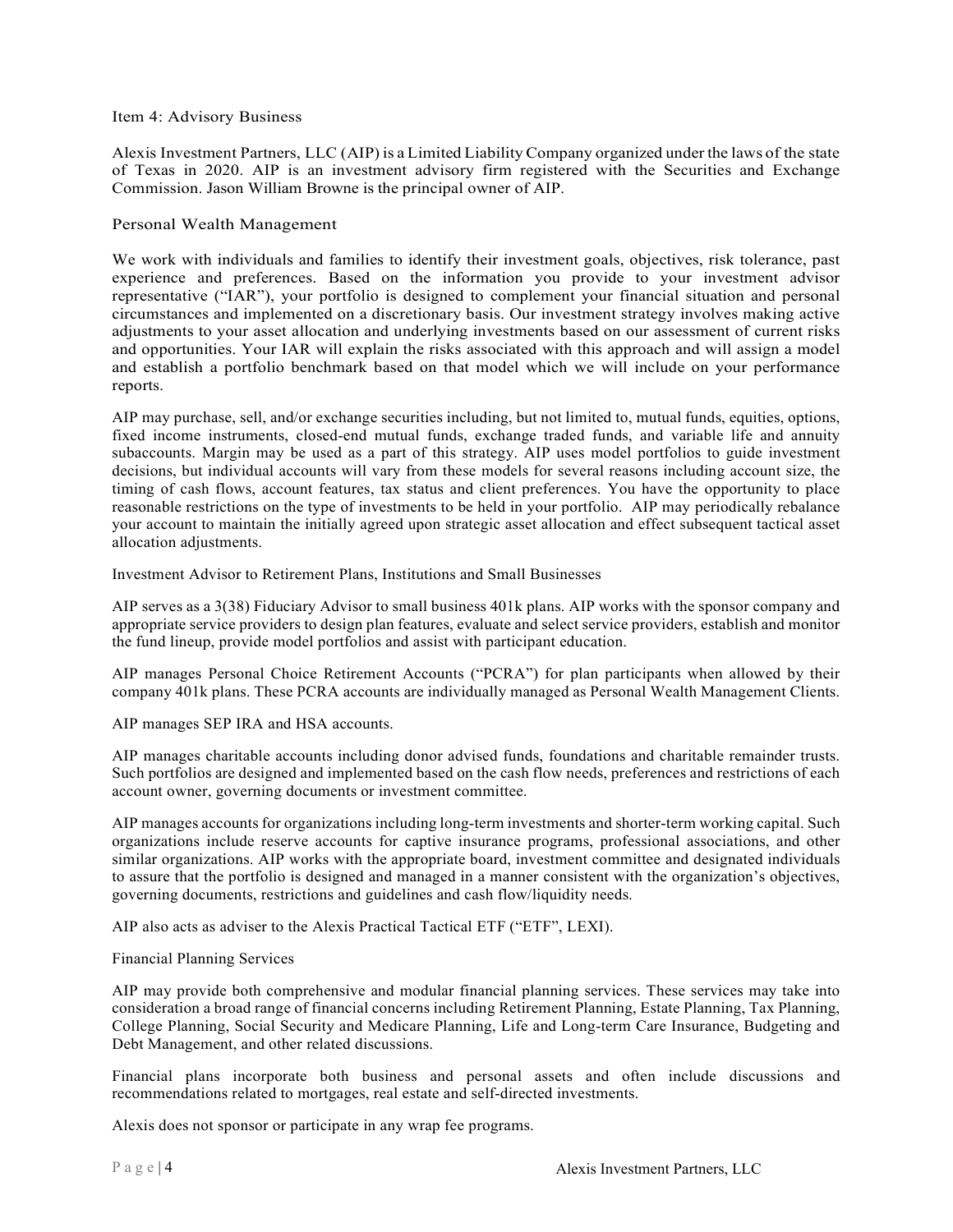## Item 4: Advisory Business

Alexis Investment Partners, LLC (AIP) is a Limited Liability Company organized under the laws of the state of Texas in 2020. AIP is an investment advisory firm registered with the Securities and Exchange Commission. Jason William Browne is the principal owner of AIP.

### Personal Wealth Management

We work with individuals and families to identify their investment goals, objectives, risk tolerance, past experience and preferences. Based on the information you provide to your investment advisor representative ("IAR"), your portfolio is designed to complement your financial situation and personal circumstances and implemented on a discretionary basis. Our investment strategy involves making active adjustments to your asset allocation and underlying investments based on our assessment of current risks and opportunities. Your IAR will explain the risks associated with this approach and will assign a model and establish a portfolio benchmark based on that model which we will include on your performance reports.

AIP may purchase, sell, and/or exchange securities including, but not limited to, mutual funds, equities, options, fixed income instruments, closed-end mutual funds, exchange traded funds, and variable life and annuity subaccounts. Margin may be used as a part of this strategy. AIP uses model portfolios to guide investment decisions, but individual accounts will vary from these models for several reasons including account size, the timing of cash flows, account features, tax status and client preferences. You have the opportunity to place reasonable restrictions on the type of investments to be held in your portfolio. AIP may periodically rebalance your account to maintain the initially agreed upon strategic asset allocation and effect subsequent tactical asset allocation adjustments.

### Investment Advisor to Retirement Plans, Institutions and Small Businesses

AIP serves as a 3(38) Fiduciary Advisor to small business 401k plans. AIP works with the sponsor company and appropriate service providers to design plan features, evaluate and select service providers, establish and monitor the fund lineup, provide model portfolios and assist with participant education.

AIP manages Personal Choice Retirement Accounts ("PCRA") for plan participants when allowed by their company 401k plans. These PCRA accounts are individually managed as Personal Wealth Management Clients.

AIP manages SEP IRA and HSA accounts.

AIP manages charitable accounts including donor advised funds, foundations and charitable remainder trusts. Such portfolios are designed and implemented based on the cash flow needs, preferences and restrictions of each account owner, governing documents or investment committee.

AIP manages accounts for organizations including long-term investments and shorter-term working capital. Such organizations include reserve accounts for captive insurance programs, professional associations, and other similar organizations. AIP works with the appropriate board, investment committee and designated individuals to assure that the portfolio is designed and managed in a manner consistent with the organization's objectives, governing documents, restrictions and guidelines and cash flow/liquidity needs.

AIP also acts as adviser to the Alexis Practical Tactical ETF ("ETF", LEXI).

### Financial Planning Services

AIP may provide both comprehensive and modular financial planning services. These services may take into consideration a broad range of financial concerns including Retirement Planning, Estate Planning, Tax Planning, College Planning, Social Security and Medicare Planning, Life and Long-term Care Insurance, Budgeting and Debt Management, and other related discussions.

Financial plans incorporate both business and personal assets and often include discussions and recommendations related to mortgages, real estate and self-directed investments.

Alexis does not sponsor or participate in any wrap fee programs.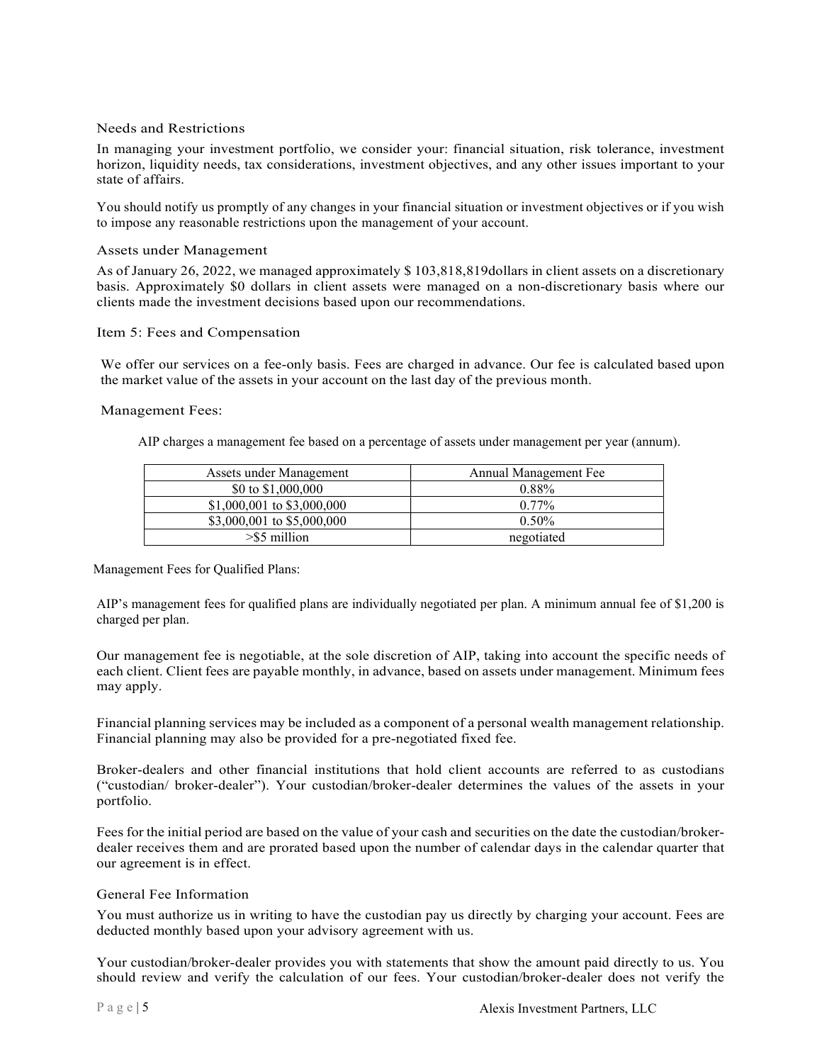### Needs and Restrictions

In managing your investment portfolio, we consider your: financial situation, risk tolerance, investment horizon, liquidity needs, tax considerations, investment objectives, and any other issues important to your state of affairs.

You should notify us promptly of any changes in your financial situation or investment objectives or if you wish to impose any reasonable restrictions upon the management of your account.

### Assets under Management

As of January 26, 2022, we managed approximately $ 103,818,819dollars in client assets on a discretionary basis. Approximately $0 dollars in client assets were managed on a non-discretionary basis where our clients made the investment decisions based upon our recommendations.

## Item 5: Fees and Compensation

We offer our services on a fee-only basis. Fees are charged in advance. Our fee is calculated based upon the market value of the assets in your account on the last day of the previous month.

### Management Fees:

AIP charges a management fee based on a percentage of assets under management per year (annum).

| Assets under Management | Annual Management Fee |
|---|---|
| $0 to $1,000,000 | 0.88% |
| $1,000,001 to $3,000,000 | 0.77% |
| $3,000,001 to $5,000,000 | 0.50% |
| >$5 million | negotiated |

Management Fees for Qualified Plans:

AIP's management fees for qualified plans are individually negotiated per plan. A minimum annual fee of $1,200 is charged per plan.

Our management fee is negotiable, at the sole discretion of AIP, taking into account the specific needs of each client. Client fees are payable monthly, in advance, based on assets under management. Minimum fees may apply.

Financial planning services may be included as a component of a personal wealth management relationship. Financial planning may also be provided for a pre-negotiated fixed fee.

Broker-dealers and other financial institutions that hold client accounts are referred to as custodians ("custodian/ broker-dealer"). Your custodian/broker-dealer determines the values of the assets in your portfolio.

Fees for the initial period are based on the value of your cash and securities on the date the custodian/broker-dealer receives them and are prorated based upon the number of calendar days in the calendar quarter that our agreement is in effect.

### General Fee Information

You must authorize us in writing to have the custodian pay us directly by charging your account. Fees are deducted monthly based upon your advisory agreement with us.

Your custodian/broker-dealer provides you with statements that show the amount paid directly to us. You should review and verify the calculation of our fees. Your custodian/broker-dealer does not verify the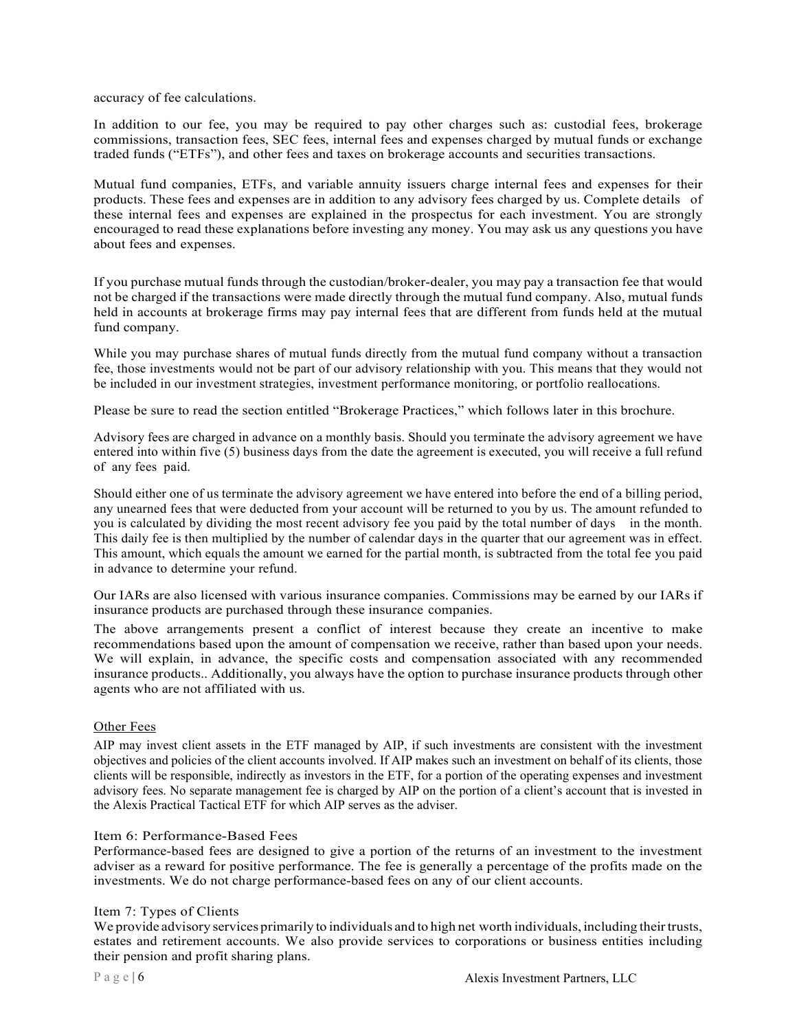accuracy of fee calculations.

In addition to our fee, you may be required to pay other charges such as: custodial fees, brokerage commissions, transaction fees, SEC fees, internal fees and expenses charged by mutual funds or exchange traded funds ("ETFs"), and other fees and taxes on brokerage accounts and securities transactions.

Mutual fund companies, ETFs, and variable annuity issuers charge internal fees and expenses for their products. These fees and expenses are in addition to any advisory fees charged by us. Complete details of these internal fees and expenses are explained in the prospectus for each investment. You are strongly encouraged to read these explanations before investing any money. You may ask us any questions you have about fees and expenses.

If you purchase mutual funds through the custodian/broker-dealer, you may pay a transaction fee that would not be charged if the transactions were made directly through the mutual fund company. Also, mutual funds held in accounts at brokerage firms may pay internal fees that are different from funds held at the mutual fund company.

While you may purchase shares of mutual funds directly from the mutual fund company without a transaction fee, those investments would not be part of our advisory relationship with you. This means that they would not be included in our investment strategies, investment performance monitoring, or portfolio reallocations.

Please be sure to read the section entitled "Brokerage Practices," which follows later in this brochure.

Advisory fees are charged in advance on a monthly basis. Should you terminate the advisory agreement we have entered into within five (5) business days from the date the agreement is executed, you will receive a full refund of any fees paid.

Should either one of us terminate the advisory agreement we have entered into before the end of a billing period, any unearned fees that were deducted from your account will be returned to you by us. The amount refunded to you is calculated by dividing the most recent advisory fee you paid by the total number of days in the month. This daily fee is then multiplied by the number of calendar days in the quarter that our agreement was in effect. This amount, which equals the amount we earned for the partial month, is subtracted from the total fee you paid in advance to determine your refund.

Our IARs are also licensed with various insurance companies. Commissions may be earned by our IARs if insurance products are purchased through these insurance companies.

The above arrangements present a conflict of interest because they create an incentive to make recommendations based upon the amount of compensation we receive, rather than based upon your needs. We will explain, in advance, the specific costs and compensation associated with any recommended insurance products.. Additionally, you always have the option to purchase insurance products through other agents who are not affiliated with us.

## Other Fees

AIP may invest client assets in the ETF managed by AIP, if such investments are consistent with the investment objectives and policies of the client accounts involved. If AIP makes such an investment on behalf of its clients, those clients will be responsible, indirectly as investors in the ETF, for a portion of the operating expenses and investment advisory fees. No separate management fee is charged by AIP on the portion of a client's account that is invested in the Alexis Practical Tactical ETF for which AIP serves as the adviser.

## Item 6: Performance-Based Fees

Performance-based fees are designed to give a portion of the returns of an investment to the investment adviser as a reward for positive performance. The fee is generally a percentage of the profits made on the investments. We do not charge performance-based fees on any of our client accounts.

## Item 7: Types of Clients

We provide advisory services primarily to individuals and to high net worth individuals, including their trusts, estates and retirement accounts. We also provide services to corporations or business entities including their pension and profit sharing plans.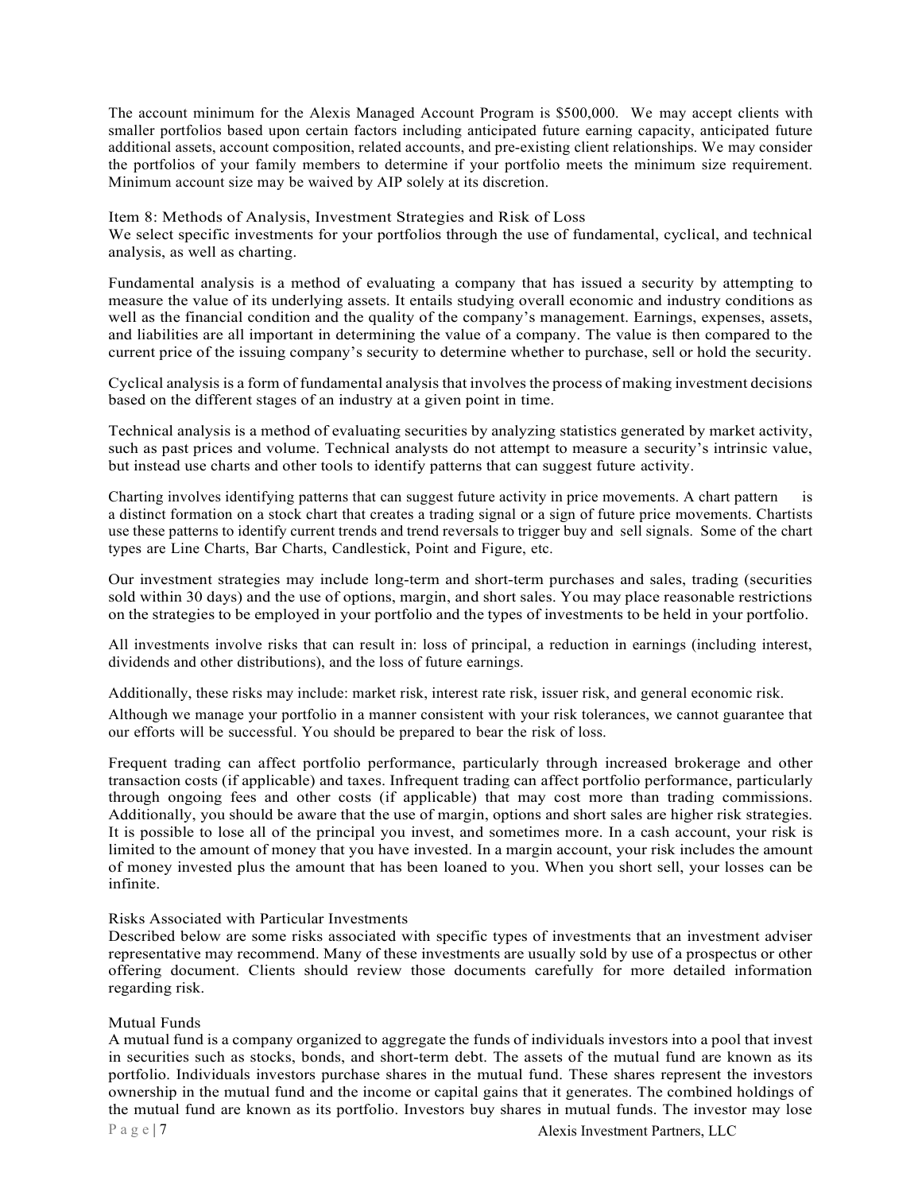The account minimum for the Alexis Managed Account Program is $500,000. We may accept clients with smaller portfolios based upon certain factors including anticipated future earning capacity, anticipated future additional assets, account composition, related accounts, and pre-existing client relationships. We may consider the portfolios of your family members to determine if your portfolio meets the minimum size requirement. Minimum account size may be waived by AIP solely at its discretion.

## Item 8: Methods of Analysis, Investment Strategies and Risk of Loss

We select specific investments for your portfolios through the use of fundamental, cyclical, and technical analysis, as well as charting.

Fundamental analysis is a method of evaluating a company that has issued a security by attempting to measure the value of its underlying assets. It entails studying overall economic and industry conditions as well as the financial condition and the quality of the company's management. Earnings, expenses, assets, and liabilities are all important in determining the value of a company. The value is then compared to the current price of the issuing company's security to determine whether to purchase, sell or hold the security.

Cyclical analysis is a form of fundamental analysis that involves the process of making investment decisions based on the different stages of an industry at a given point in time.

Technical analysis is a method of evaluating securities by analyzing statistics generated by market activity, such as past prices and volume. Technical analysts do not attempt to measure a security's intrinsic value, but instead use charts and other tools to identify patterns that can suggest future activity.

Charting involves identifying patterns that can suggest future activity in price movements. A chart pattern is a distinct formation on a stock chart that creates a trading signal or a sign of future price movements. Chartists use these patterns to identify current trends and trend reversals to trigger buy and sell signals. Some of the chart types are Line Charts, Bar Charts, Candlestick, Point and Figure, etc.

Our investment strategies may include long-term and short-term purchases and sales, trading (securities sold within 30 days) and the use of options, margin, and short sales. You may place reasonable restrictions on the strategies to be employed in your portfolio and the types of investments to be held in your portfolio.

All investments involve risks that can result in: loss of principal, a reduction in earnings (including interest, dividends and other distributions), and the loss of future earnings.

Additionally, these risks may include: market risk, interest rate risk, issuer risk, and general economic risk.

Although we manage your portfolio in a manner consistent with your risk tolerances, we cannot guarantee that our efforts will be successful. You should be prepared to bear the risk of loss.

Frequent trading can affect portfolio performance, particularly through increased brokerage and other transaction costs (if applicable) and taxes. Infrequent trading can affect portfolio performance, particularly through ongoing fees and other costs (if applicable) that may cost more than trading commissions. Additionally, you should be aware that the use of margin, options and short sales are higher risk strategies. It is possible to lose all of the principal you invest, and sometimes more. In a cash account, your risk is limited to the amount of money that you have invested. In a margin account, your risk includes the amount of money invested plus the amount that has been loaned to you. When you short sell, your losses can be infinite.

### Risks Associated with Particular Investments

Described below are some risks associated with specific types of investments that an investment adviser representative may recommend. Many of these investments are usually sold by use of a prospectus or other offering document. Clients should review those documents carefully for more detailed information regarding risk.

### Mutual Funds

A mutual fund is a company organized to aggregate the funds of individuals investors into a pool that invest in securities such as stocks, bonds, and short-term debt. The assets of the mutual fund are known as its portfolio. Individuals investors purchase shares in the mutual fund. These shares represent the investors ownership in the mutual fund and the income or capital gains that it generates. The combined holdings of the mutual fund are known as its portfolio. Investors buy shares in mutual funds. The investor may lose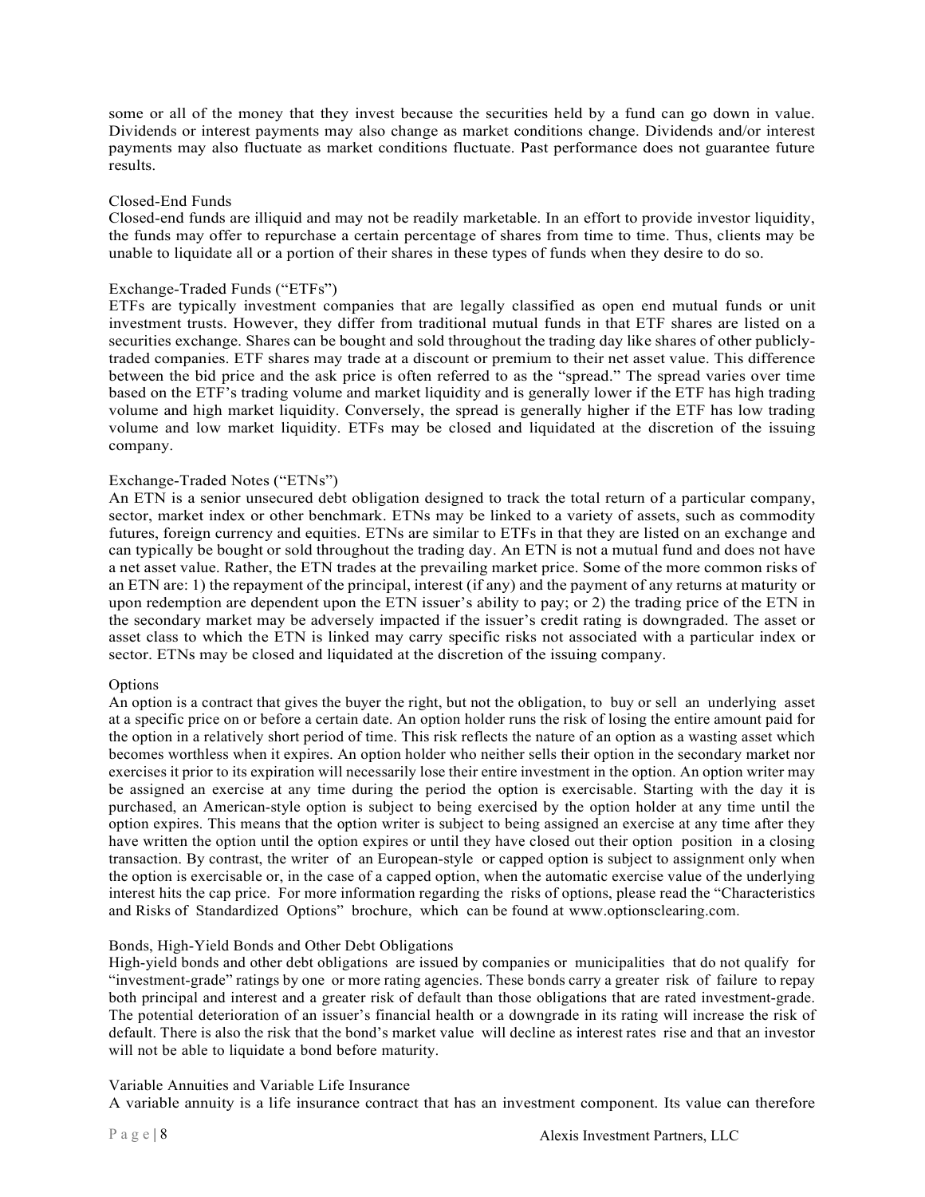some or all of the money that they invest because the securities held by a fund can go down in value. Dividends or interest payments may also change as market conditions change. Dividends and/or interest payments may also fluctuate as market conditions fluctuate. Past performance does not guarantee future results.

### Closed-End Funds

Closed-end funds are illiquid and may not be readily marketable. In an effort to provide investor liquidity, the funds may offer to repurchase a certain percentage of shares from time to time. Thus, clients may be unable to liquidate all or a portion of their shares in these types of funds when they desire to do so.

### Exchange-Traded Funds ("ETFs")

ETFs are typically investment companies that are legally classified as open end mutual funds or unit investment trusts. However, they differ from traditional mutual funds in that ETF shares are listed on a securities exchange. Shares can be bought and sold throughout the trading day like shares of other publicly-traded companies. ETF shares may trade at a discount or premium to their net asset value. This difference between the bid price and the ask price is often referred to as the "spread." The spread varies over time based on the ETF's trading volume and market liquidity and is generally lower if the ETF has high trading volume and high market liquidity. Conversely, the spread is generally higher if the ETF has low trading volume and low market liquidity. ETFs may be closed and liquidated at the discretion of the issuing company.

### Exchange-Traded Notes ("ETNs")

An ETN is a senior unsecured debt obligation designed to track the total return of a particular company, sector, market index or other benchmark. ETNs may be linked to a variety of assets, such as commodity futures, foreign currency and equities. ETNs are similar to ETFs in that they are listed on an exchange and can typically be bought or sold throughout the trading day. An ETN is not a mutual fund and does not have a net asset value. Rather, the ETN trades at the prevailing market price. Some of the more common risks of an ETN are: 1) the repayment of the principal, interest (if any) and the payment of any returns at maturity or upon redemption are dependent upon the ETN issuer's ability to pay; or 2) the trading price of the ETN in the secondary market may be adversely impacted if the issuer's credit rating is downgraded. The asset or asset class to which the ETN is linked may carry specific risks not associated with a particular index or sector. ETNs may be closed and liquidated at the discretion of the issuing company.

### Options

An option is a contract that gives the buyer the right, but not the obligation, to buy or sell an underlying asset at a specific price on or before a certain date. An option holder runs the risk of losing the entire amount paid for the option in a relatively short period of time. This risk reflects the nature of an option as a wasting asset which becomes worthless when it expires. An option holder who neither sells their option in the secondary market nor exercises it prior to its expiration will necessarily lose their entire investment in the option. An option writer may be assigned an exercise at any time during the period the option is exercisable. Starting with the day it is purchased, an American-style option is subject to being exercised by the option holder at any time until the option expires. This means that the option writer is subject to being assigned an exercise at any time after they have written the option until the option expires or until they have closed out their option position in a closing transaction. By contrast, the writer of an European-style or capped option is subject to assignment only when the option is exercisable or, in the case of a capped option, when the automatic exercise value of the underlying interest hits the cap price. For more information regarding the risks of options, please read the "Characteristics and Risks of Standardized Options" brochure, which can be found at www.optionsclearing.com.

### Bonds, High-Yield Bonds and Other Debt Obligations

High-yield bonds and other debt obligations are issued by companies or municipalities that do not qualify for "investment-grade" ratings by one or more rating agencies. These bonds carry a greater risk of failure to repay both principal and interest and a greater risk of default than those obligations that are rated investment-grade. The potential deterioration of an issuer's financial health or a downgrade in its rating will increase the risk of default. There is also the risk that the bond's market value will decline as interest rates rise and that an investor will not be able to liquidate a bond before maturity.

### Variable Annuities and Variable Life Insurance

A variable annuity is a life insurance contract that has an investment component. Its value can therefore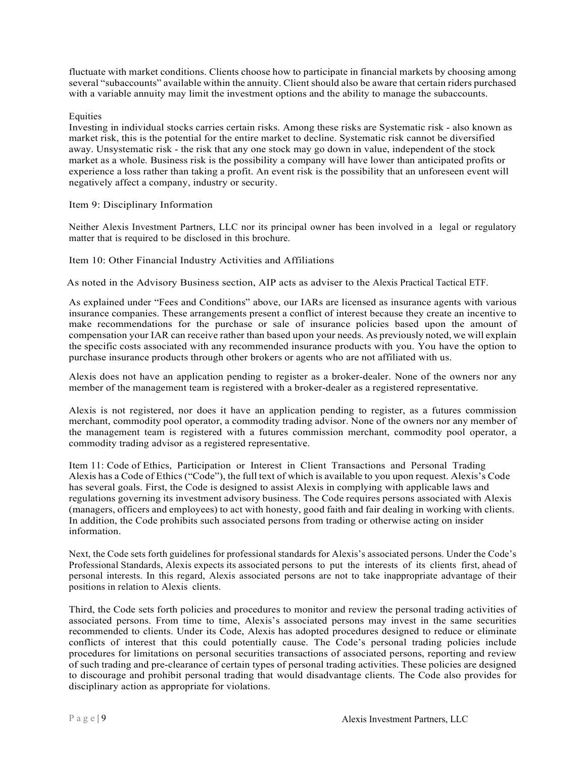fluctuate with market conditions. Clients choose how to participate in financial markets by choosing among several "subaccounts" available within the annuity. Client should also be aware that certain riders purchased with a variable annuity may limit the investment options and the ability to manage the subaccounts.

Equities

Investing in individual stocks carries certain risks. Among these risks are Systematic risk - also known as market risk, this is the potential for the entire market to decline. Systematic risk cannot be diversified away. Unsystematic risk - the risk that any one stock may go down in value, independent of the stock market as a whole. Business risk is the possibility a company will have lower than anticipated profits or experience a loss rather than taking a profit. An event risk is the possibility that an unforeseen event will negatively affect a company, industry or security.

## Item 9: Disciplinary Information

Neither Alexis Investment Partners, LLC nor its principal owner has been involved in a legal or regulatory matter that is required to be disclosed in this brochure.

## Item 10: Other Financial Industry Activities and Affiliations

As noted in the Advisory Business section, AIP acts as adviser to the Alexis Practical Tactical ETF.

As explained under "Fees and Conditions" above, our IARs are licensed as insurance agents with various insurance companies. These arrangements present a conflict of interest because they create an incentive to make recommendations for the purchase or sale of insurance policies based upon the amount of compensation your IAR can receive rather than based upon your needs. As previously noted, we will explain the specific costs associated with any recommended insurance products with you. You have the option to purchase insurance products through other brokers or agents who are not affiliated with us.

Alexis does not have an application pending to register as a broker-dealer. None of the owners nor any member of the management team is registered with a broker-dealer as a registered representative.

Alexis is not registered, nor does it have an application pending to register, as a futures commission merchant, commodity pool operator, a commodity trading advisor. None of the owners nor any member of the management team is registered with a futures commission merchant, commodity pool operator, a commodity trading advisor as a registered representative.

## Item 11: Code of Ethics, Participation or Interest in Client Transactions and Personal Trading

Alexis has a Code of Ethics ("Code"), the full text of which is available to you upon request. Alexis's Code has several goals. First, the Code is designed to assist Alexis in complying with applicable laws and regulations governing its investment advisory business. The Code requires persons associated with Alexis (managers, officers and employees) to act with honesty, good faith and fair dealing in working with clients. In addition, the Code prohibits such associated persons from trading or otherwise acting on insider information.

Next, the Code sets forth guidelines for professional standards for Alexis's associated persons. Under the Code's Professional Standards, Alexis expects its associated persons to put the interests of its clients first, ahead of personal interests. In this regard, Alexis associated persons are not to take inappropriate advantage of their positions in relation to Alexis clients.

Third, the Code sets forth policies and procedures to monitor and review the personal trading activities of associated persons. From time to time, Alexis's associated persons may invest in the same securities recommended to clients. Under its Code, Alexis has adopted procedures designed to reduce or eliminate conflicts of interest that this could potentially cause. The Code's personal trading policies include procedures for limitations on personal securities transactions of associated persons, reporting and review of such trading and pre-clearance of certain types of personal trading activities. These policies are designed to discourage and prohibit personal trading that would disadvantage clients. The Code also provides for disciplinary action as appropriate for violations.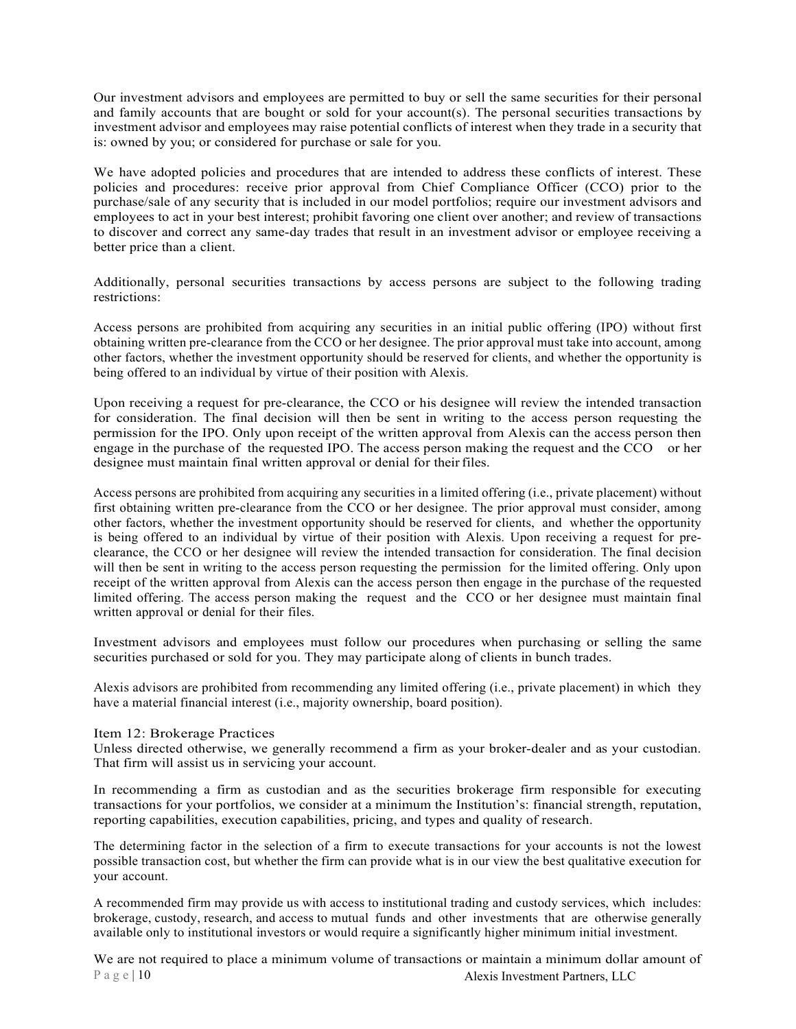Our investment advisors and employees are permitted to buy or sell the same securities for their personal and family accounts that are bought or sold for your account(s). The personal securities transactions by investment advisor and employees may raise potential conflicts of interest when they trade in a security that is: owned by you; or considered for purchase or sale for you.

We have adopted policies and procedures that are intended to address these conflicts of interest. These policies and procedures: receive prior approval from Chief Compliance Officer (CCO) prior to the purchase/sale of any security that is included in our model portfolios; require our investment advisors and employees to act in your best interest; prohibit favoring one client over another; and review of transactions to discover and correct any same-day trades that result in an investment advisor or employee receiving a better price than a client.

Additionally, personal securities transactions by access persons are subject to the following trading restrictions:

Access persons are prohibited from acquiring any securities in an initial public offering (IPO) without first obtaining written pre-clearance from the CCO or her designee. The prior approval must take into account, among other factors, whether the investment opportunity should be reserved for clients, and whether the opportunity is being offered to an individual by virtue of their position with Alexis.

Upon receiving a request for pre-clearance, the CCO or his designee will review the intended transaction for consideration. The final decision will then be sent in writing to the access person requesting the permission for the IPO. Only upon receipt of the written approval from Alexis can the access person then engage in the purchase of the requested IPO. The access person making the request and the CCO or her designee must maintain final written approval or denial for their files.

Access persons are prohibited from acquiring any securities in a limited offering (i.e., private placement) without first obtaining written pre-clearance from the CCO or her designee. The prior approval must consider, among other factors, whether the investment opportunity should be reserved for clients, and whether the opportunity is being offered to an individual by virtue of their position with Alexis. Upon receiving a request for pre-clearance, the CCO or her designee will review the intended transaction for consideration. The final decision will then be sent in writing to the access person requesting the permission for the limited offering. Only upon receipt of the written approval from Alexis can the access person then engage in the purchase of the requested limited offering. The access person making the request and the CCO or her designee must maintain final written approval or denial for their files.

Investment advisors and employees must follow our procedures when purchasing or selling the same securities purchased or sold for you. They may participate along of clients in bunch trades.

Alexis advisors are prohibited from recommending any limited offering (i.e., private placement) in which they have a material financial interest (i.e., majority ownership, board position).

## Item 12: Brokerage Practices

Unless directed otherwise, we generally recommend a firm as your broker-dealer and as your custodian. That firm will assist us in servicing your account.

In recommending a firm as custodian and as the securities brokerage firm responsible for executing transactions for your portfolios, we consider at a minimum the Institution's: financial strength, reputation, reporting capabilities, execution capabilities, pricing, and types and quality of research.

The determining factor in the selection of a firm to execute transactions for your accounts is not the lowest possible transaction cost, but whether the firm can provide what is in our view the best qualitative execution for your account.

A recommended firm may provide us with access to institutional trading and custody services, which includes: brokerage, custody, research, and access to mutual funds and other investments that are otherwise generally available only to institutional investors or would require a significantly higher minimum initial investment.

We are not required to place a minimum volume of transactions or maintain a minimum dollar amount of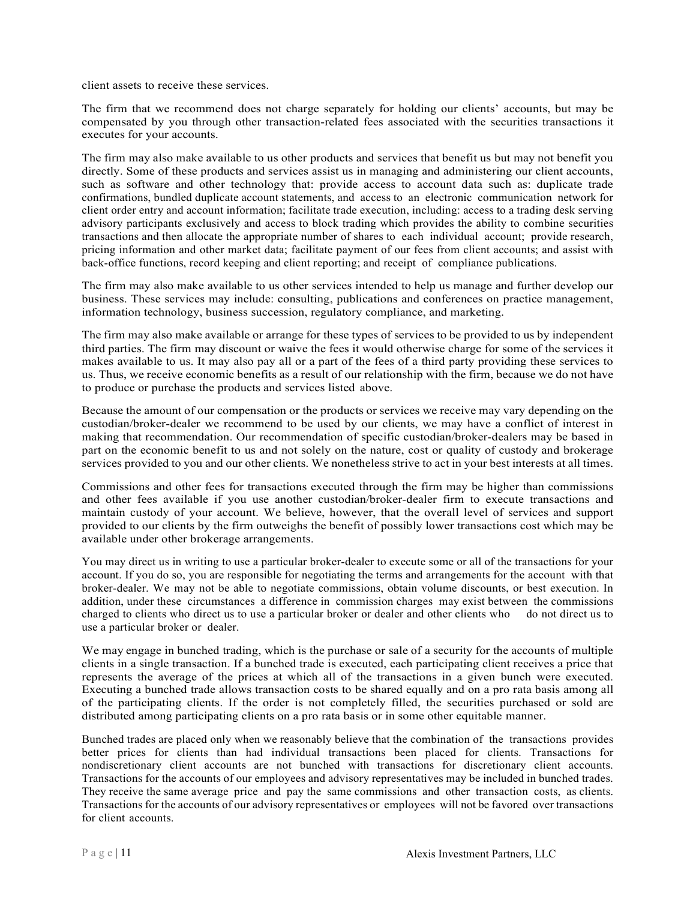client assets to receive these services.

The firm that we recommend does not charge separately for holding our clients' accounts, but may be compensated by you through other transaction-related fees associated with the securities transactions it executes for your accounts.

The firm may also make available to us other products and services that benefit us but may not benefit you directly. Some of these products and services assist us in managing and administering our client accounts, such as software and other technology that: provide access to account data such as: duplicate trade confirmations, bundled duplicate account statements, and access to an electronic communication network for client order entry and account information; facilitate trade execution, including: access to a trading desk serving advisory participants exclusively and access to block trading which provides the ability to combine securities transactions and then allocate the appropriate number of shares to each individual account; provide research, pricing information and other market data; facilitate payment of our fees from client accounts; and assist with back-office functions, record keeping and client reporting; and receipt of compliance publications.

The firm may also make available to us other services intended to help us manage and further develop our business. These services may include: consulting, publications and conferences on practice management, information technology, business succession, regulatory compliance, and marketing.

The firm may also make available or arrange for these types of services to be provided to us by independent third parties. The firm may discount or waive the fees it would otherwise charge for some of the services it makes available to us. It may also pay all or a part of the fees of a third party providing these services to us. Thus, we receive economic benefits as a result of our relationship with the firm, because we do not have to produce or purchase the products and services listed above.

Because the amount of our compensation or the products or services we receive may vary depending on the custodian/broker-dealer we recommend to be used by our clients, we may have a conflict of interest in making that recommendation. Our recommendation of specific custodian/broker-dealers may be based in part on the economic benefit to us and not solely on the nature, cost or quality of custody and brokerage services provided to you and our other clients. We nonetheless strive to act in your best interests at all times.

Commissions and other fees for transactions executed through the firm may be higher than commissions and other fees available if you use another custodian/broker-dealer firm to execute transactions and maintain custody of your account. We believe, however, that the overall level of services and support provided to our clients by the firm outweighs the benefit of possibly lower transactions cost which may be available under other brokerage arrangements.

You may direct us in writing to use a particular broker-dealer to execute some or all of the transactions for your account. If you do so, you are responsible for negotiating the terms and arrangements for the account with that broker-dealer. We may not be able to negotiate commissions, obtain volume discounts, or best execution. In addition, under these circumstances a difference in commission charges may exist between the commissions charged to clients who direct us to use a particular broker or dealer and other clients who do not direct us to use a particular broker or dealer.

We may engage in bunched trading, which is the purchase or sale of a security for the accounts of multiple clients in a single transaction. If a bunched trade is executed, each participating client receives a price that represents the average of the prices at which all of the transactions in a given bunch were executed. Executing a bunched trade allows transaction costs to be shared equally and on a pro rata basis among all of the participating clients. If the order is not completely filled, the securities purchased or sold are distributed among participating clients on a pro rata basis or in some other equitable manner.

Bunched trades are placed only when we reasonably believe that the combination of the transactions provides better prices for clients than had individual transactions been placed for clients. Transactions for nondiscretionary client accounts are not bunched with transactions for discretionary client accounts. Transactions for the accounts of our employees and advisory representatives may be included in bunched trades. They receive the same average price and pay the same commissions and other transaction costs, as clients. Transactions for the accounts of our advisory representatives or employees will not be favored over transactions for client accounts.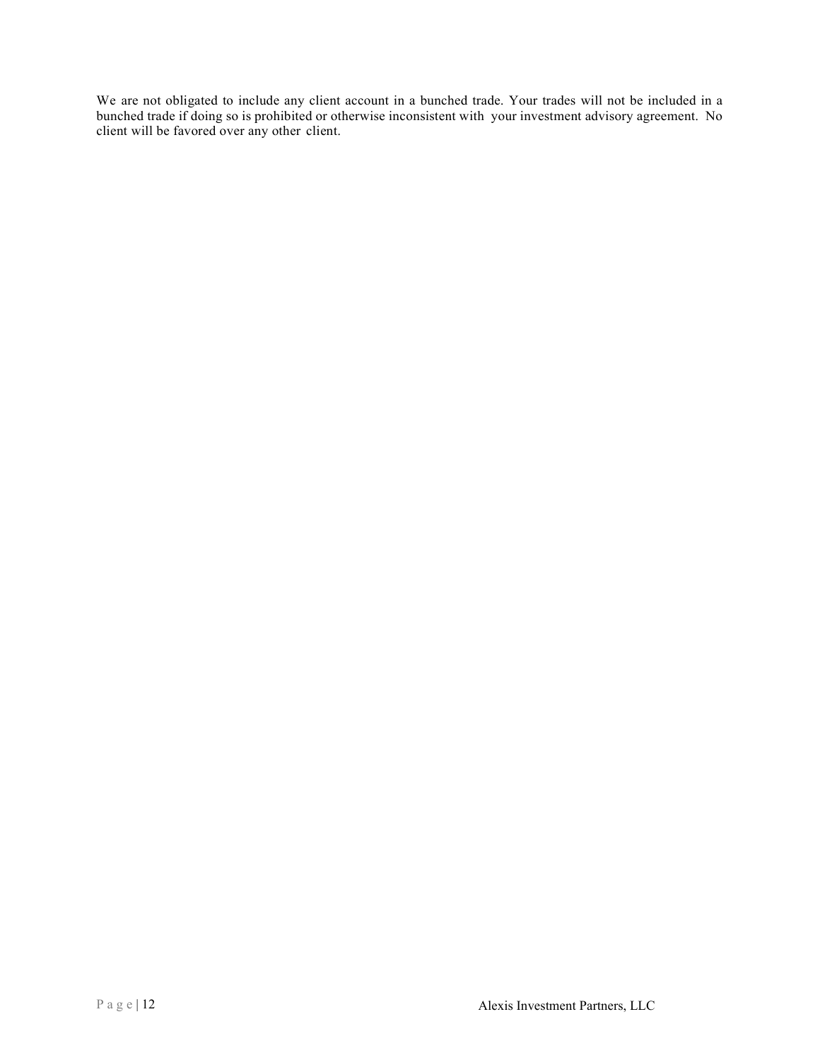We are not obligated to include any client account in a bunched trade. Your trades will not be included in a bunched trade if doing so is prohibited or otherwise inconsistent with your investment advisory agreement. No client will be favored over any other client.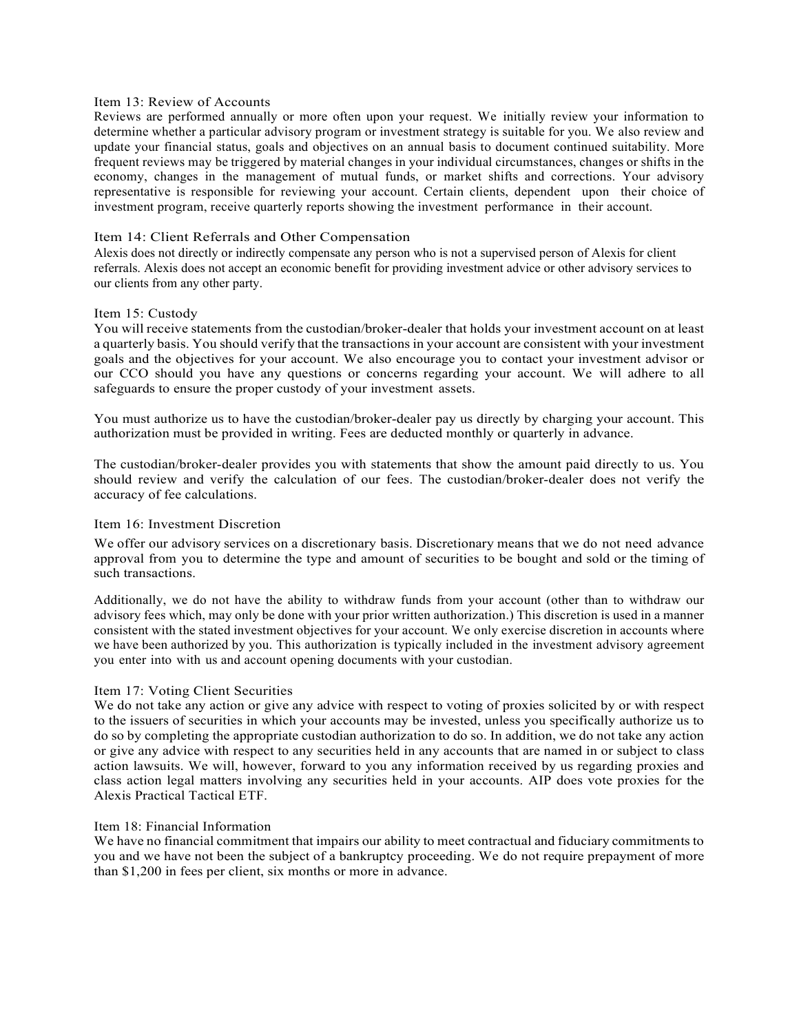## Item 13: Review of Accounts

Reviews are performed annually or more often upon your request. We initially review your information to determine whether a particular advisory program or investment strategy is suitable for you. We also review and update your financial status, goals and objectives on an annual basis to document continued suitability. More frequent reviews may be triggered by material changes in your individual circumstances, changes or shifts in the economy, changes in the management of mutual funds, or market shifts and corrections. Your advisory representative is responsible for reviewing your account. Certain clients, dependent upon their choice of investment program, receive quarterly reports showing the investment performance in their account.

## Item 14: Client Referrals and Other Compensation

Alexis does not directly or indirectly compensate any person who is not a supervised person of Alexis for client referrals. Alexis does not accept an economic benefit for providing investment advice or other advisory services to our clients from any other party.

## Item 15: Custody

You will receive statements from the custodian/broker-dealer that holds your investment account on at least a quarterly basis. You should verify that the transactions in your account are consistent with your investment goals and the objectives for your account. We also encourage you to contact your investment advisor or our CCO should you have any questions or concerns regarding your account. We will adhere to all safeguards to ensure the proper custody of your investment assets.

You must authorize us to have the custodian/broker-dealer pay us directly by charging your account. This authorization must be provided in writing. Fees are deducted monthly or quarterly in advance.

The custodian/broker-dealer provides you with statements that show the amount paid directly to us. You should review and verify the calculation of our fees. The custodian/broker-dealer does not verify the accuracy of fee calculations.

## Item 16: Investment Discretion

We offer our advisory services on a discretionary basis. Discretionary means that we do not need advance approval from you to determine the type and amount of securities to be bought and sold or the timing of such transactions.

Additionally, we do not have the ability to withdraw funds from your account (other than to withdraw our advisory fees which, may only be done with your prior written authorization.) This discretion is used in a manner consistent with the stated investment objectives for your account. We only exercise discretion in accounts where we have been authorized by you. This authorization is typically included in the investment advisory agreement you enter into with us and account opening documents with your custodian.

## Item 17: Voting Client Securities

We do not take any action or give any advice with respect to voting of proxies solicited by or with respect to the issuers of securities in which your accounts may be invested, unless you specifically authorize us to do so by completing the appropriate custodian authorization to do so. In addition, we do not take any action or give any advice with respect to any securities held in any accounts that are named in or subject to class action lawsuits. We will, however, forward to you any information received by us regarding proxies and class action legal matters involving any securities held in your accounts. AIP does vote proxies for the Alexis Practical Tactical ETF.

## Item 18: Financial Information

We have no financial commitment that impairs our ability to meet contractual and fiduciary commitments to you and we have not been the subject of a bankruptcy proceeding. We do not require prepayment of more than $1,200 in fees per client, six months or more in advance.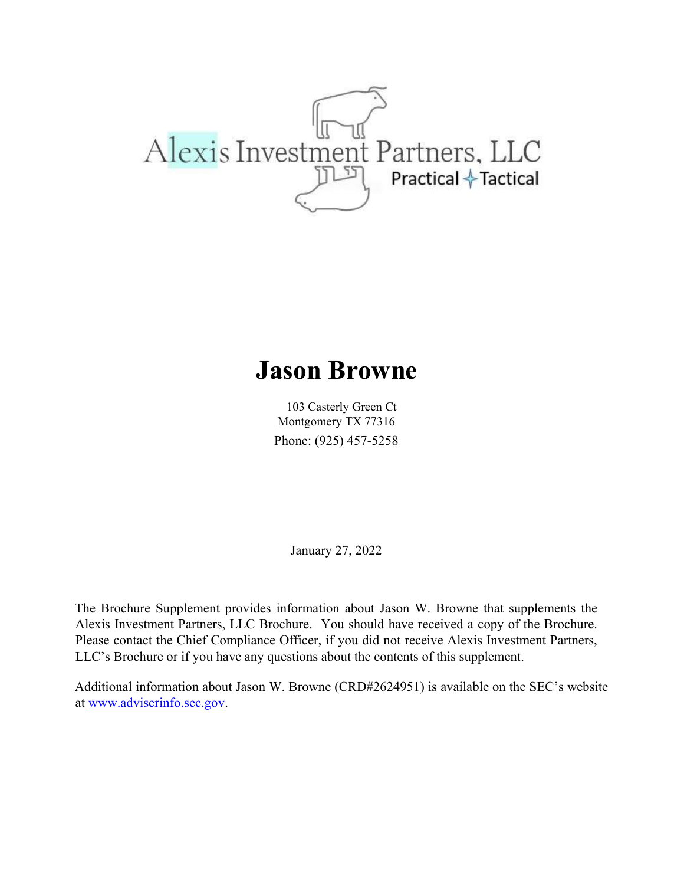Alexis Investment Partners, LLC
Practical Tactical

# Jason Browne

103 Casterly Green Ct
Montgomery TX 77316
Phone: (925) 457-5258

January 27, 2022

The Brochure Supplement provides information about Jason W. Browne that supplements the Alexis Investment Partners, LLC Brochure. You should have received a copy of the Brochure. Please contact the Chief Compliance Officer, if you did not receive Alexis Investment Partners, LLC's Brochure or if you have any questions about the contents of this supplement.

Additional information about Jason W. Browne (CRD#2624951) is available on the SEC's website at www.adviserinfo.sec.gov.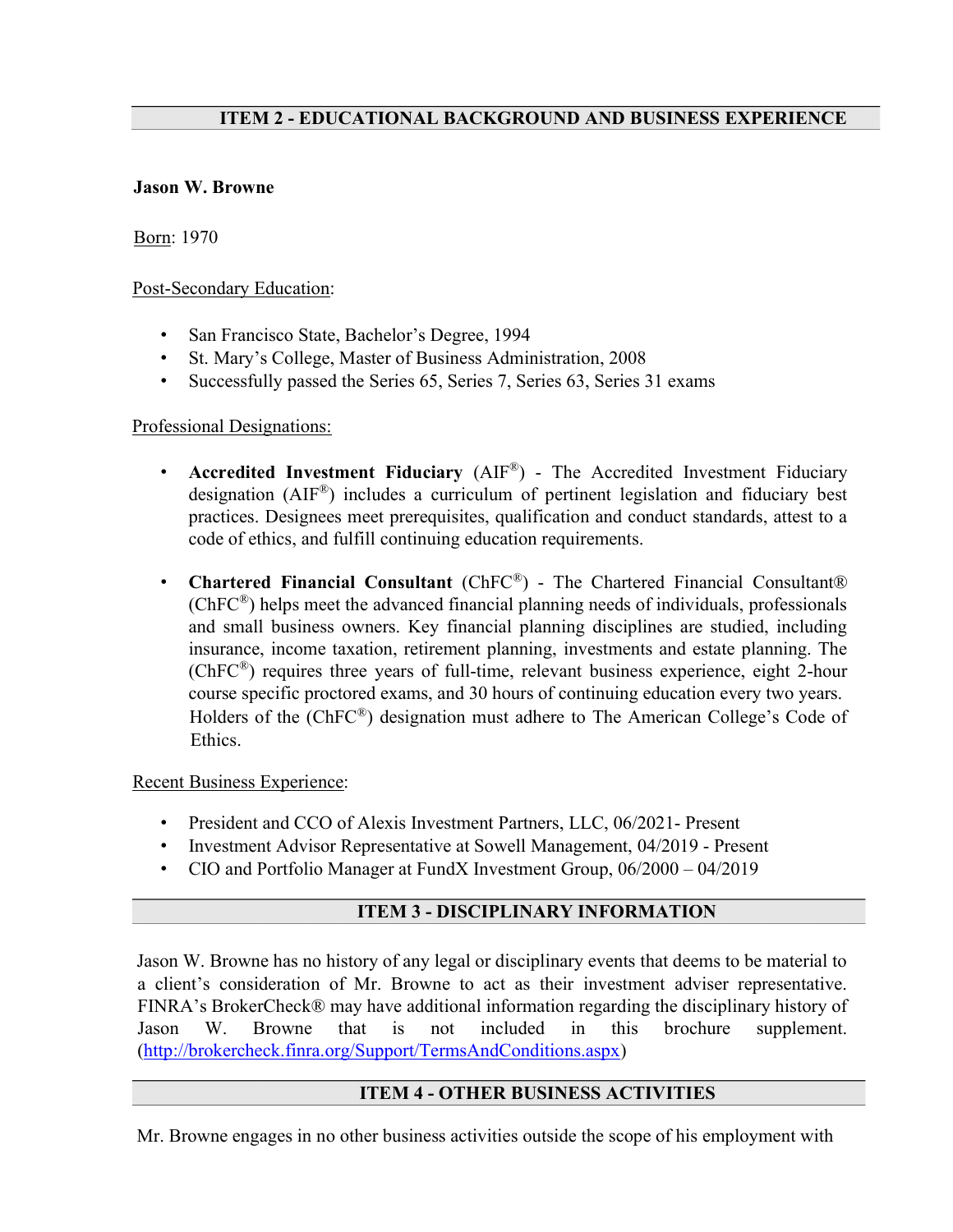## ITEM 2 - EDUCATIONAL BACKGROUND AND BUSINESS EXPERIENCE

**Jason W. Browne**

Born: 1970

Post-Secondary Education:

- San Francisco State, Bachelor's Degree, 1994
- St. Mary's College, Master of Business Administration, 2008
- Successfully passed the Series 65, Series 7, Series 63, Series 31 exams

Professional Designations:

- **Accredited Investment Fiduciary** (AIF®) - The Accredited Investment Fiduciary designation (AIF®) includes a curriculum of pertinent legislation and fiduciary best practices. Designees meet prerequisites, qualification and conduct standards, attest to a code of ethics, and fulfill continuing education requirements.

- **Chartered Financial Consultant** (ChFC®) - The Chartered Financial Consultant® (ChFC®) helps meet the advanced financial planning needs of individuals, professionals and small business owners. Key financial planning disciplines are studied, including insurance, income taxation, retirement planning, investments and estate planning. The (ChFC®) requires three years of full-time, relevant business experience, eight 2-hour course specific proctored exams, and 30 hours of continuing education every two years. Holders of the (ChFC®) designation must adhere to The American College's Code of Ethics.

Recent Business Experience:

- President and CCO of Alexis Investment Partners, LLC, 06/2021- Present
- Investment Advisor Representative at Sowell Management, 04/2019 - Present
- CIO and Portfolio Manager at FundX Investment Group, 06/2000 – 04/2019

## ITEM 3 - DISCIPLINARY INFORMATION

Jason W. Browne has no history of any legal or disciplinary events that deems to be material to a client's consideration of Mr. Browne to act as their investment adviser representative. FINRA's BrokerCheck® may have additional information regarding the disciplinary history of Jason W. Browne that is not included in this brochure supplement. (http://brokercheck.finra.org/Support/TermsAndConditions.aspx)

## ITEM 4 - OTHER BUSINESS ACTIVITIES

Mr. Browne engages in no other business activities outside the scope of his employment with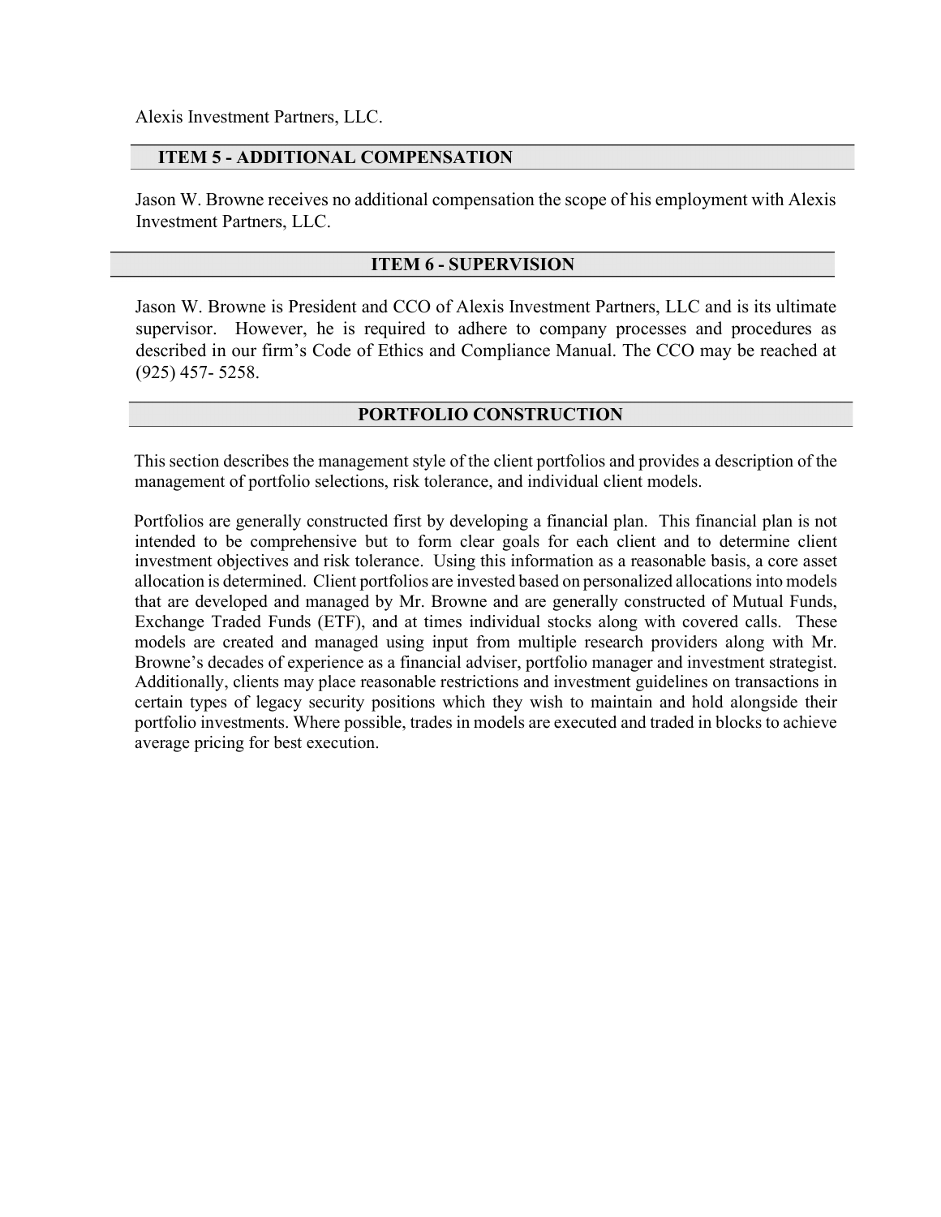Alexis Investment Partners, LLC.

## ITEM 5 - ADDITIONAL COMPENSATION

Jason W. Browne receives no additional compensation the scope of his employment with Alexis Investment Partners, LLC.

## ITEM 6 - SUPERVISION

Jason W. Browne is President and CCO of Alexis Investment Partners, LLC and is its ultimate supervisor. However, he is required to adhere to company processes and procedures as described in our firm's Code of Ethics and Compliance Manual. The CCO may be reached at (925) 457- 5258.

## PORTFOLIO CONSTRUCTION

This section describes the management style of the client portfolios and provides a description of the management of portfolio selections, risk tolerance, and individual client models.

Portfolios are generally constructed first by developing a financial plan. This financial plan is not intended to be comprehensive but to form clear goals for each client and to determine client investment objectives and risk tolerance. Using this information as a reasonable basis, a core asset allocation is determined. Client portfolios are invested based on personalized allocations into models that are developed and managed by Mr. Browne and are generally constructed of Mutual Funds, Exchange Traded Funds (ETF), and at times individual stocks along with covered calls. These models are created and managed using input from multiple research providers along with Mr. Browne's decades of experience as a financial adviser, portfolio manager and investment strategist. Additionally, clients may place reasonable restrictions and investment guidelines on transactions in certain types of legacy security positions which they wish to maintain and hold alongside their portfolio investments. Where possible, trades in models are executed and traded in blocks to achieve average pricing for best execution.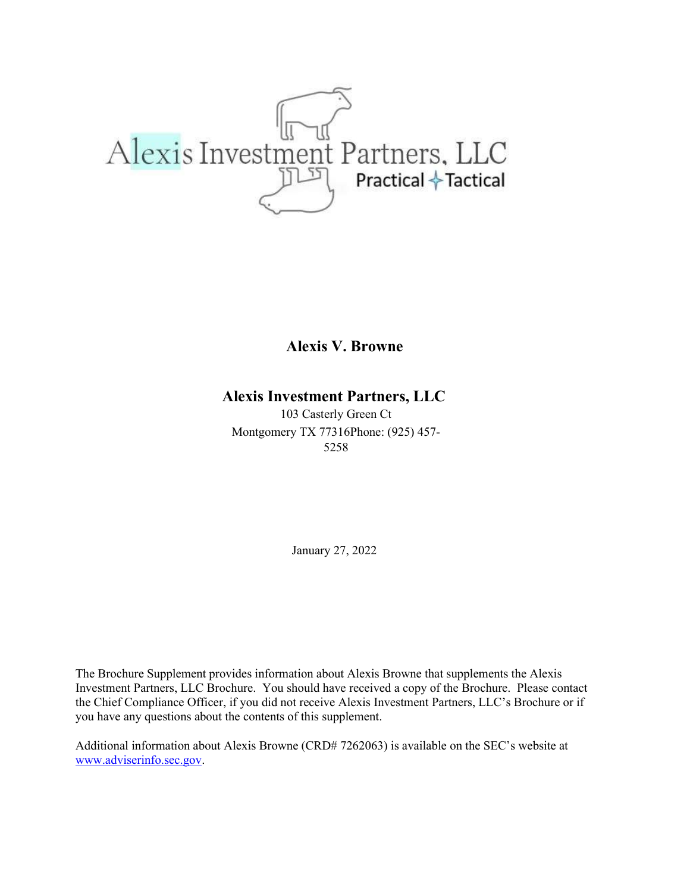Alexis Investment Partners, LLC

Practical Tactical

**Alexis V. Browne**

**Alexis Investment Partners, LLC**

103 Casterly Green Ct

Montgomery TX 77316Phone: (925) 457-5258

January 27, 2022

The Brochure Supplement provides information about Alexis Browne that supplements the Alexis Investment Partners, LLC Brochure. You should have received a copy of the Brochure. Please contact the Chief Compliance Officer, if you did not receive Alexis Investment Partners, LLC's Brochure or if you have any questions about the contents of this supplement.

Additional information about Alexis Browne (CRD# 7262063) is available on the SEC's website at www.adviserinfo.sec.gov.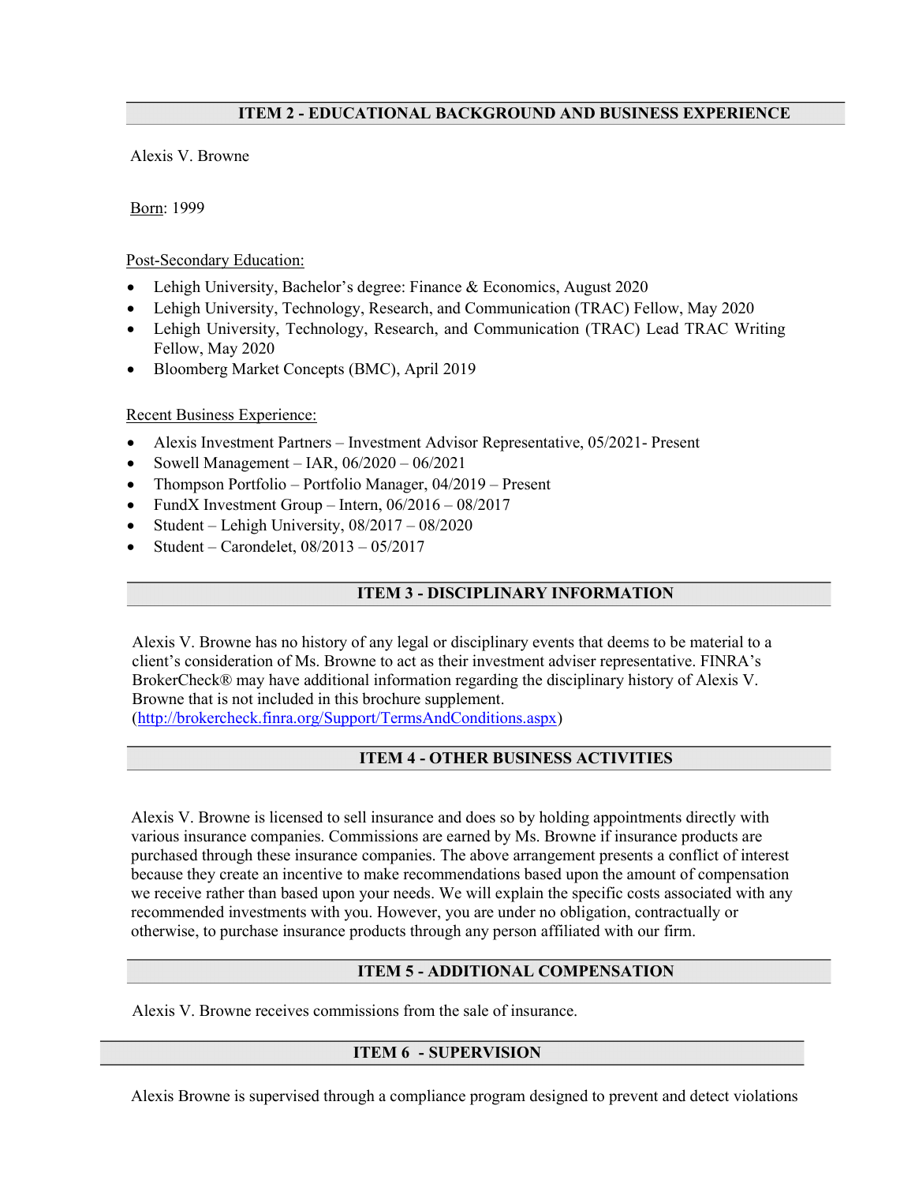## ITEM 2 - EDUCATIONAL BACKGROUND AND BUSINESS EXPERIENCE

Alexis V. Browne

Born: 1999

Post-Secondary Education:

- Lehigh University, Bachelor's degree: Finance & Economics, August 2020
- Lehigh University, Technology, Research, and Communication (TRAC) Fellow, May 2020
- Lehigh University, Technology, Research, and Communication (TRAC) Lead TRAC Writing Fellow, May 2020
- Bloomberg Market Concepts (BMC), April 2019

Recent Business Experience:

- Alexis Investment Partners – Investment Advisor Representative, 05/2021- Present
- Sowell Management – IAR, 06/2020 – 06/2021
- Thompson Portfolio – Portfolio Manager, 04/2019 – Present
- FundX Investment Group – Intern, 06/2016 – 08/2017
- Student – Lehigh University, 08/2017 – 08/2020
- Student – Carondelet, 08/2013 – 05/2017

## ITEM 3 - DISCIPLINARY INFORMATION

Alexis V. Browne has no history of any legal or disciplinary events that deems to be material to a client's consideration of Ms. Browne to act as their investment adviser representative. FINRA's BrokerCheck® may have additional information regarding the disciplinary history of Alexis V. Browne that is not included in this brochure supplement. (http://brokercheck.finra.org/Support/TermsAndConditions.aspx)

## ITEM 4 - OTHER BUSINESS ACTIVITIES

Alexis V. Browne is licensed to sell insurance and does so by holding appointments directly with various insurance companies. Commissions are earned by Ms. Browne if insurance products are purchased through these insurance companies. The above arrangement presents a conflict of interest because they create an incentive to make recommendations based upon the amount of compensation we receive rather than based upon your needs. We will explain the specific costs associated with any recommended investments with you. However, you are under no obligation, contractually or otherwise, to purchase insurance products through any person affiliated with our firm.

## ITEM 5 - ADDITIONAL COMPENSATION

Alexis V. Browne receives commissions from the sale of insurance.

## ITEM 6 - SUPERVISION

Alexis Browne is supervised through a compliance program designed to prevent and detect violations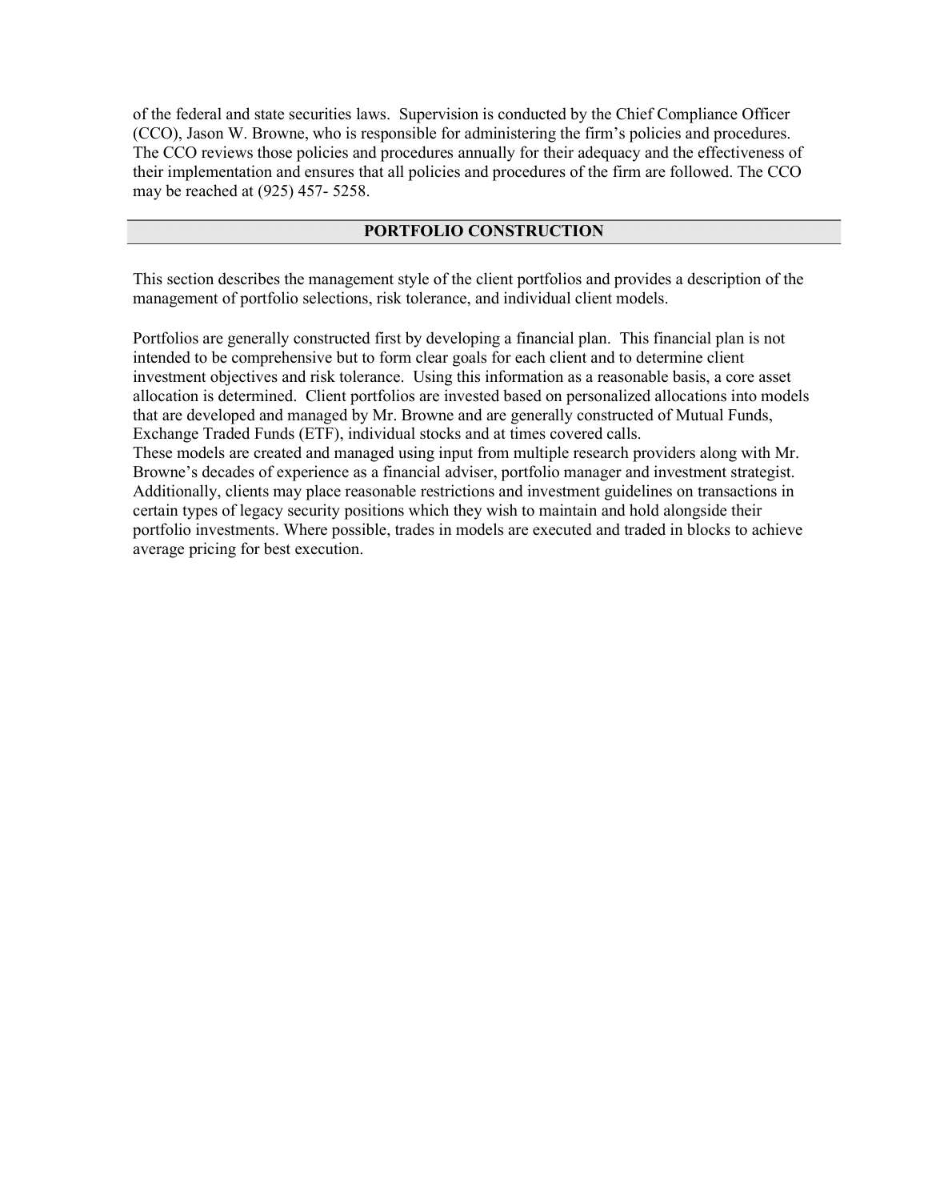of the federal and state securities laws. Supervision is conducted by the Chief Compliance Officer (CCO), Jason W. Browne, who is responsible for administering the firm's policies and procedures. The CCO reviews those policies and procedures annually for their adequacy and the effectiveness of their implementation and ensures that all policies and procedures of the firm are followed. The CCO may be reached at (925) 457- 5258.

## PORTFOLIO CONSTRUCTION

This section describes the management style of the client portfolios and provides a description of the management of portfolio selections, risk tolerance, and individual client models.

Portfolios are generally constructed first by developing a financial plan. This financial plan is not intended to be comprehensive but to form clear goals for each client and to determine client investment objectives and risk tolerance. Using this information as a reasonable basis, a core asset allocation is determined. Client portfolios are invested based on personalized allocations into models that are developed and managed by Mr. Browne and are generally constructed of Mutual Funds, Exchange Traded Funds (ETF), individual stocks and at times covered calls.
These models are created and managed using input from multiple research providers along with Mr. Browne's decades of experience as a financial adviser, portfolio manager and investment strategist. Additionally, clients may place reasonable restrictions and investment guidelines on transactions in certain types of legacy security positions which they wish to maintain and hold alongside their portfolio investments. Where possible, trades in models are executed and traded in blocks to achieve average pricing for best execution.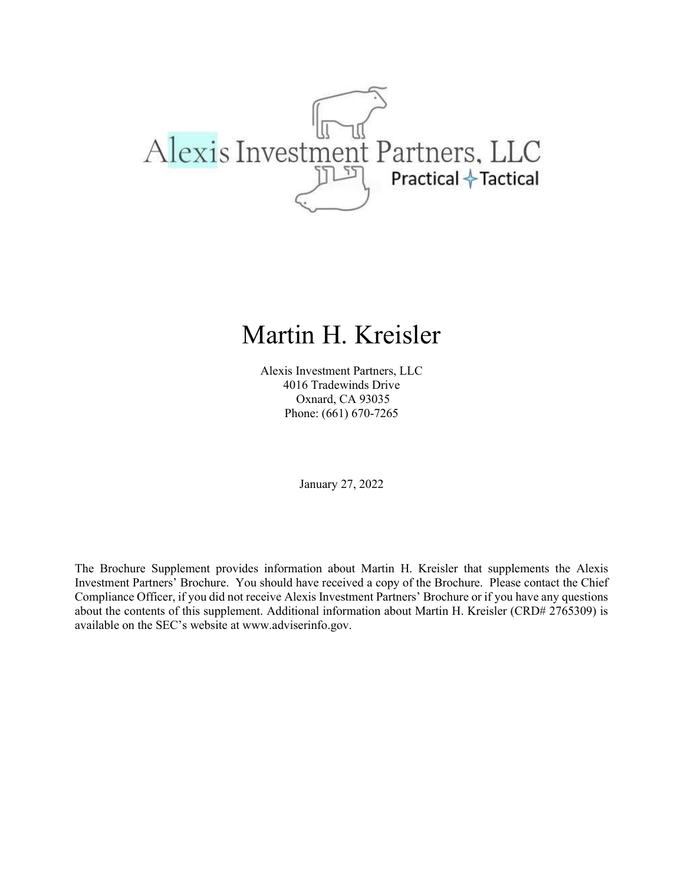Alexis Investment Partners, LLC
Practical Tactical

# Martin H. Kreisler

Alexis Investment Partners, LLC
4016 Tradewinds Drive
Oxnard, CA 93035
Phone: (661) 670-7265

January 27, 2022

The Brochure Supplement provides information about Martin H. Kreisler that supplements the Alexis Investment Partners' Brochure. You should have received a copy of the Brochure. Please contact the Chief Compliance Officer, if you did not receive Alexis Investment Partners' Brochure or if you have any questions about the contents of this supplement. Additional information about Martin H. Kreisler (CRD# 2765309) is available on the SEC's website at www.adviserinfo.gov.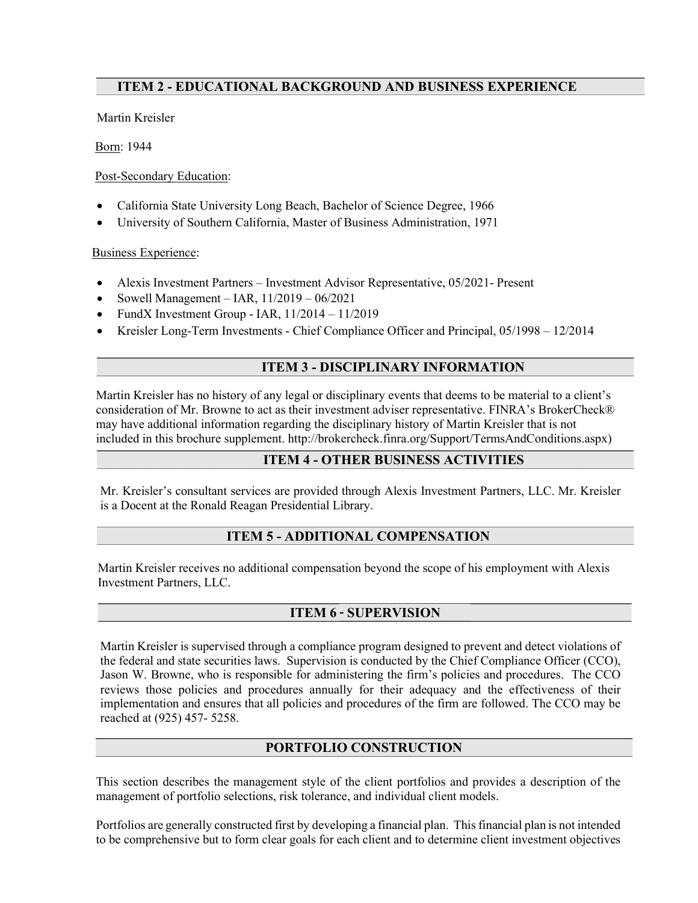## ITEM 2 - EDUCATIONAL BACKGROUND AND BUSINESS EXPERIENCE

Martin Kreisler

Born: 1944

Post-Secondary Education:

- California State University Long Beach, Bachelor of Science Degree, 1966
- University of Southern California, Master of Business Administration, 1971

Business Experience:

- Alexis Investment Partners – Investment Advisor Representative, 05/2021- Present
- Sowell Management – IAR, 11/2019 – 06/2021
- FundX Investment Group - IAR, 11/2014 – 11/2019
- Kreisler Long-Term Investments - Chief Compliance Officer and Principal, 05/1998 – 12/2014

## ITEM 3 - DISCIPLINARY INFORMATION

Martin Kreisler has no history of any legal or disciplinary events that deems to be material to a client's consideration of Mr. Browne to act as their investment adviser representative. FINRA's BrokerCheck® may have additional information regarding the disciplinary history of Martin Kreisler that is not included in this brochure supplement. http://brokercheck.finra.org/Support/TermsAndConditions.aspx)

## ITEM 4 - OTHER BUSINESS ACTIVITIES

Mr. Kreisler's consultant services are provided through Alexis Investment Partners, LLC. Mr. Kreisler is a Docent at the Ronald Reagan Presidential Library.

## ITEM 5 - ADDITIONAL COMPENSATION

Martin Kreisler receives no additional compensation beyond the scope of his employment with Alexis Investment Partners, LLC.

## ITEM 6 - SUPERVISION

Martin Kreisler is supervised through a compliance program designed to prevent and detect violations of the federal and state securities laws. Supervision is conducted by the Chief Compliance Officer (CCO), Jason W. Browne, who is responsible for administering the firm's policies and procedures. The CCO reviews those policies and procedures annually for their adequacy and the effectiveness of their implementation and ensures that all policies and procedures of the firm are followed. The CCO may be reached at (925) 457- 5258.

## PORTFOLIO CONSTRUCTION

This section describes the management style of the client portfolios and provides a description of the management of portfolio selections, risk tolerance, and individual client models.

Portfolios are generally constructed first by developing a financial plan. This financial plan is not intended to be comprehensive but to form clear goals for each client and to determine client investment objectives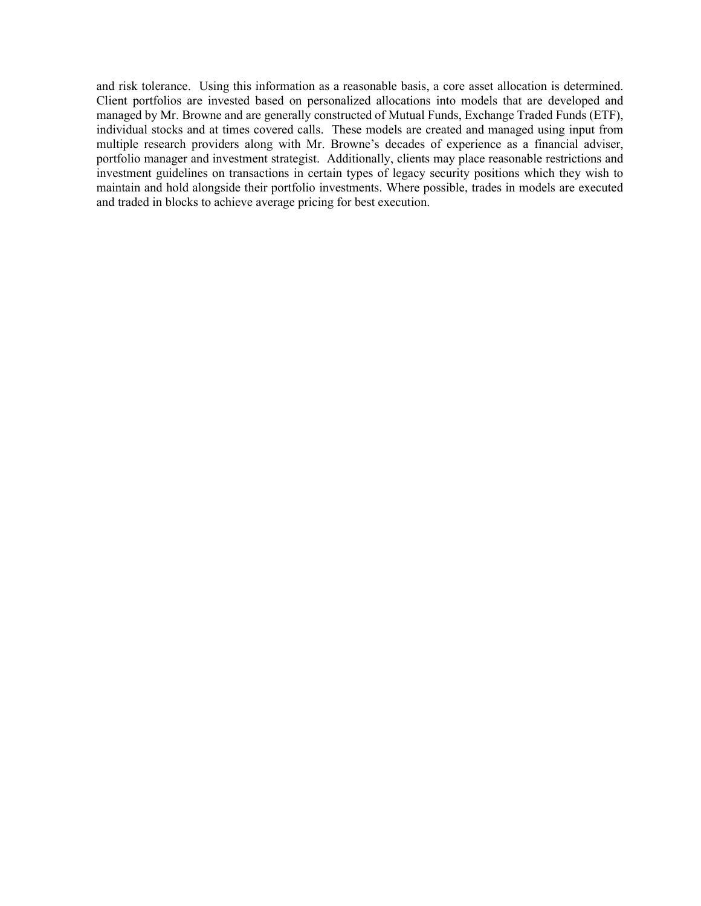and risk tolerance. Using this information as a reasonable basis, a core asset allocation is determined. Client portfolios are invested based on personalized allocations into models that are developed and managed by Mr. Browne and are generally constructed of Mutual Funds, Exchange Traded Funds (ETF), individual stocks and at times covered calls. These models are created and managed using input from multiple research providers along with Mr. Browne's decades of experience as a financial adviser, portfolio manager and investment strategist. Additionally, clients may place reasonable restrictions and investment guidelines on transactions in certain types of legacy security positions which they wish to maintain and hold alongside their portfolio investments. Where possible, trades in models are executed and traded in blocks to achieve average pricing for best execution.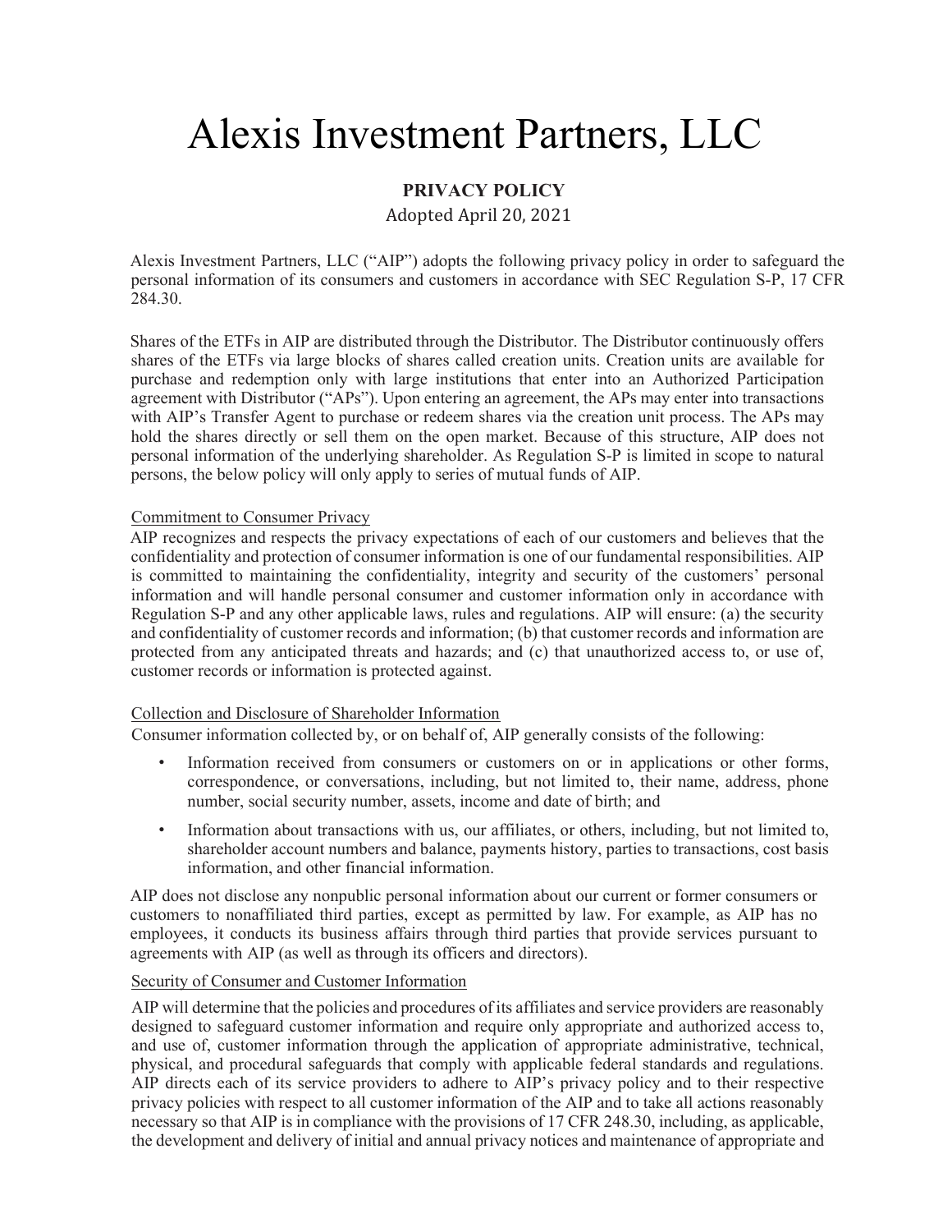# Alexis Investment Partners, LLC

## PRIVACY POLICY

Adopted April 20, 2021

Alexis Investment Partners, LLC ("AIP") adopts the following privacy policy in order to safeguard the personal information of its consumers and customers in accordance with SEC Regulation S-P, 17 CFR 284.30.

Shares of the ETFs in AIP are distributed through the Distributor. The Distributor continuously offers shares of the ETFs via large blocks of shares called creation units. Creation units are available for purchase and redemption only with large institutions that enter into an Authorized Participation agreement with Distributor ("APs"). Upon entering an agreement, the APs may enter into transactions with AIP's Transfer Agent to purchase or redeem shares via the creation unit process. The APs may hold the shares directly or sell them on the open market. Because of this structure, AIP does not personal information of the underlying shareholder. As Regulation S-P is limited in scope to natural persons, the below policy will only apply to series of mutual funds of AIP.

Commitment to Consumer Privacy

AIP recognizes and respects the privacy expectations of each of our customers and believes that the confidentiality and protection of consumer information is one of our fundamental responsibilities. AIP is committed to maintaining the confidentiality, integrity and security of the customers' personal information and will handle personal consumer and customer information only in accordance with Regulation S-P and any other applicable laws, rules and regulations. AIP will ensure: (a) the security and confidentiality of customer records and information; (b) that customer records and information are protected from any anticipated threats and hazards; and (c) that unauthorized access to, or use of, customer records or information is protected against.

Collection and Disclosure of Shareholder Information

Consumer information collected by, or on behalf of, AIP generally consists of the following:

- Information received from consumers or customers on or in applications or other forms, correspondence, or conversations, including, but not limited to, their name, address, phone number, social security number, assets, income and date of birth; and
- Information about transactions with us, our affiliates, or others, including, but not limited to, shareholder account numbers and balance, payments history, parties to transactions, cost basis information, and other financial information.

AIP does not disclose any nonpublic personal information about our current or former consumers or customers to nonaffiliated third parties, except as permitted by law. For example, as AIP has no employees, it conducts its business affairs through third parties that provide services pursuant to agreements with AIP (as well as through its officers and directors).

Security of Consumer and Customer Information

AIP will determine that the policies and procedures of its affiliates and service providers are reasonably designed to safeguard customer information and require only appropriate and authorized access to, and use of, customer information through the application of appropriate administrative, technical, physical, and procedural safeguards that comply with applicable federal standards and regulations. AIP directs each of its service providers to adhere to AIP's privacy policy and to their respective privacy policies with respect to all customer information of the AIP and to take all actions reasonably necessary so that AIP is in compliance with the provisions of 17 CFR 248.30, including, as applicable, the development and delivery of initial and annual privacy notices and maintenance of appropriate and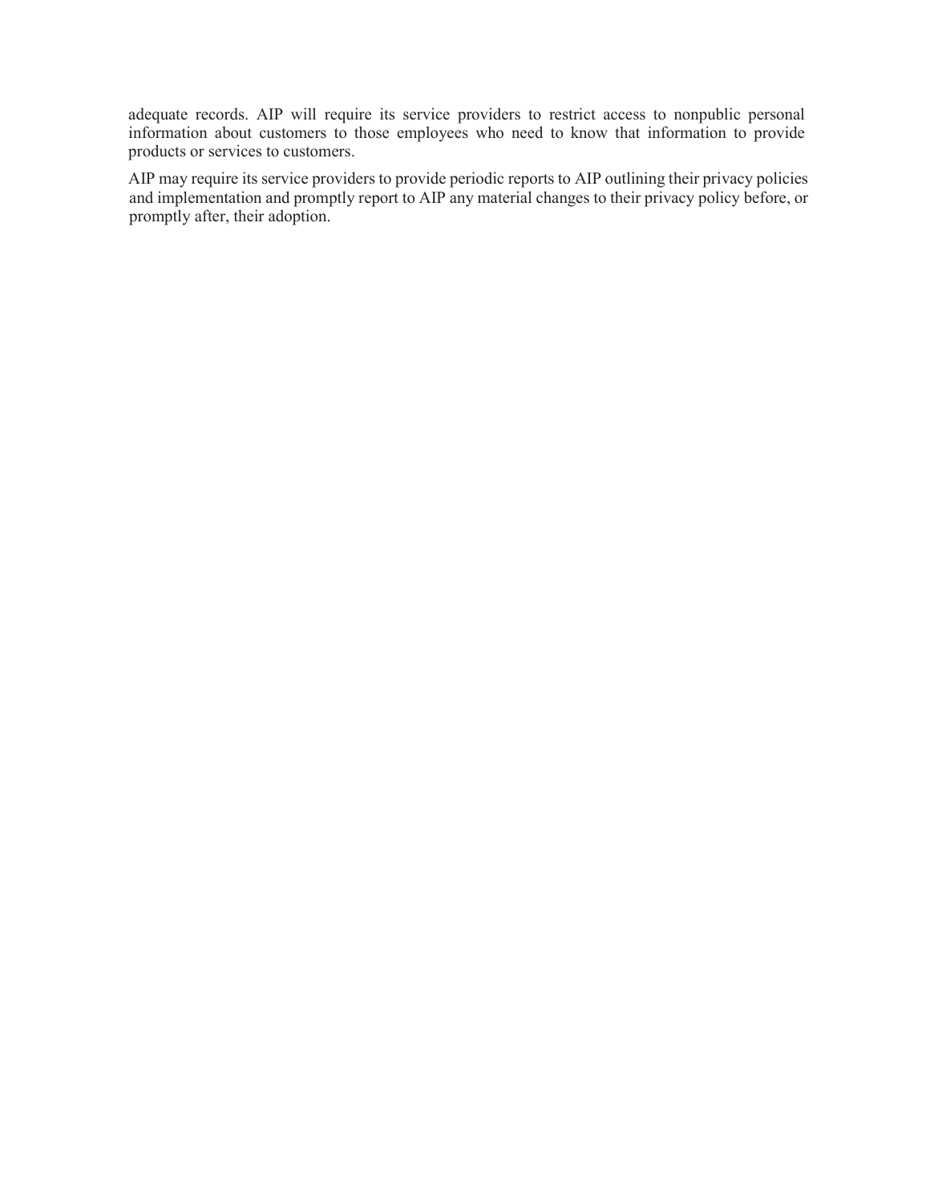adequate records. AIP will require its service providers to restrict access to nonpublic personal information about customers to those employees who need to know that information to provide products or services to customers.

AIP may require its service providers to provide periodic reports to AIP outlining their privacy policies and implementation and promptly report to AIP any material changes to their privacy policy before, or promptly after, their adoption.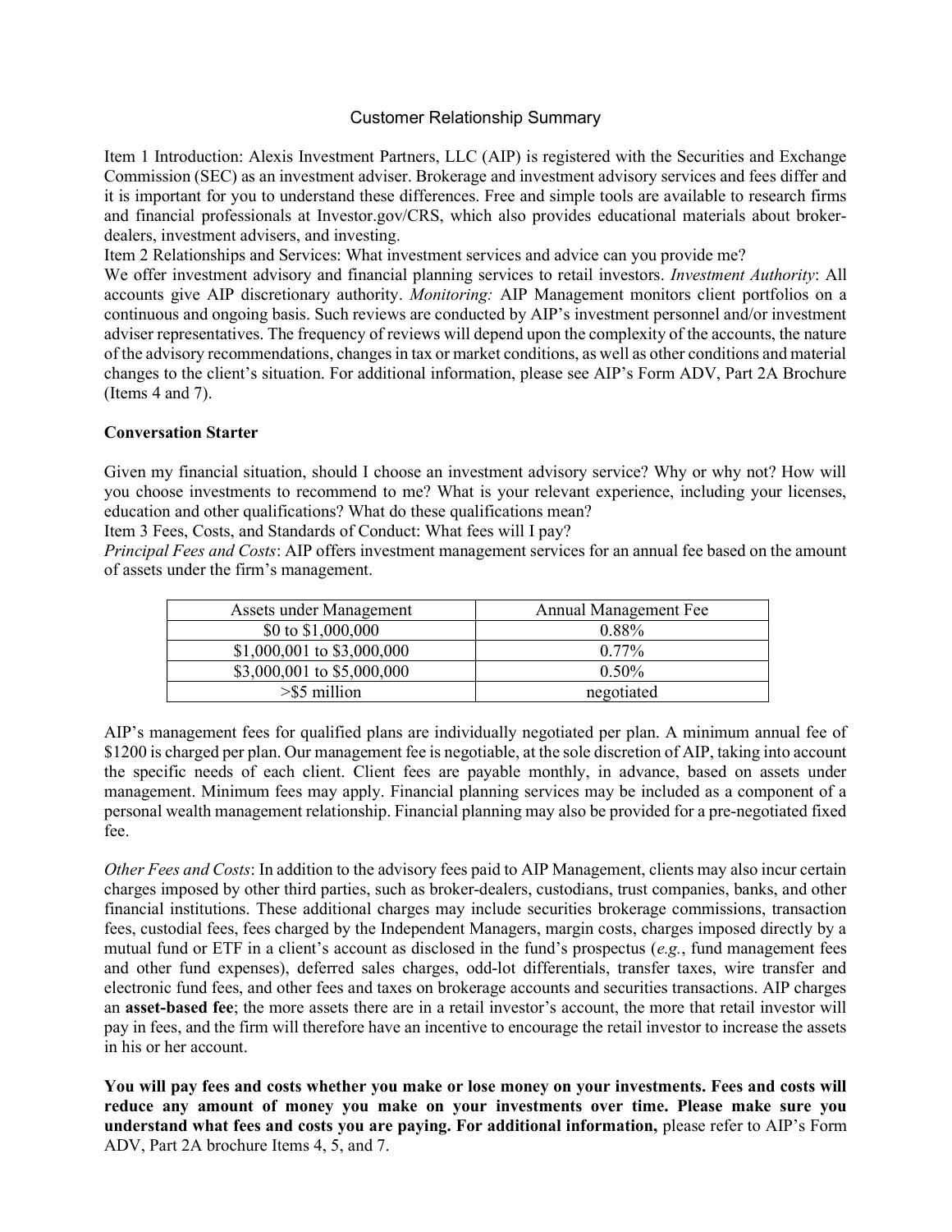# Customer Relationship Summary

Item 1 Introduction: Alexis Investment Partners, LLC (AIP) is registered with the Securities and Exchange Commission (SEC) as an investment adviser. Brokerage and investment advisory services and fees differ and it is important for you to understand these differences. Free and simple tools are available to research firms and financial professionals at Investor.gov/CRS, which also provides educational materials about broker-dealers, investment advisers, and investing.

Item 2 Relationships and Services: What investment services and advice can you provide me?

We offer investment advisory and financial planning services to retail investors. *Investment Authority*: All accounts give AIP discretionary authority. *Monitoring:* AIP Management monitors client portfolios on a continuous and ongoing basis. Such reviews are conducted by AIP's investment personnel and/or investment adviser representatives. The frequency of reviews will depend upon the complexity of the accounts, the nature of the advisory recommendations, changes in tax or market conditions, as well as other conditions and material changes to the client's situation. For additional information, please see AIP's Form ADV, Part 2A Brochure (Items 4 and 7).

**Conversation Starter**

Given my financial situation, should I choose an investment advisory service? Why or why not? How will you choose investments to recommend to me? What is your relevant experience, including your licenses, education and other qualifications? What do these qualifications mean?

Item 3 Fees, Costs, and Standards of Conduct: What fees will I pay?

*Principal Fees and Costs*: AIP offers investment management services for an annual fee based on the amount of assets under the firm's management.

| Assets under Management | Annual Management Fee |
|---|---|
| $0 to $1,000,000 | 0.88% |
| $1,000,001 to $3,000,000 | 0.77% |
| $3,000,001 to $5,000,000 | 0.50% |
| >$5 million | negotiated |

AIP's management fees for qualified plans are individually negotiated per plan. A minimum annual fee of $1200 is charged per plan. Our management fee is negotiable, at the sole discretion of AIP, taking into account the specific needs of each client. Client fees are payable monthly, in advance, based on assets under management. Minimum fees may apply. Financial planning services may be included as a component of a personal wealth management relationship. Financial planning may also be provided for a pre-negotiated fixed fee.

*Other Fees and Costs*: In addition to the advisory fees paid to AIP Management, clients may also incur certain charges imposed by other third parties, such as broker-dealers, custodians, trust companies, banks, and other financial institutions. These additional charges may include securities brokerage commissions, transaction fees, custodial fees, fees charged by the Independent Managers, margin costs, charges imposed directly by a mutual fund or ETF in a client's account as disclosed in the fund's prospectus (*e.g.*, fund management fees and other fund expenses), deferred sales charges, odd-lot differentials, transfer taxes, wire transfer and electronic fund fees, and other fees and taxes on brokerage accounts and securities transactions. AIP charges an **asset-based fee**; the more assets there are in a retail investor's account, the more that retail investor will pay in fees, and the firm will therefore have an incentive to encourage the retail investor to increase the assets in his or her account.

**You will pay fees and costs whether you make or lose money on your investments. Fees and costs will reduce any amount of money you make on your investments over time. Please make sure you understand what fees and costs you are paying. For additional information,** please refer to AIP's Form ADV, Part 2A brochure Items 4, 5, and 7.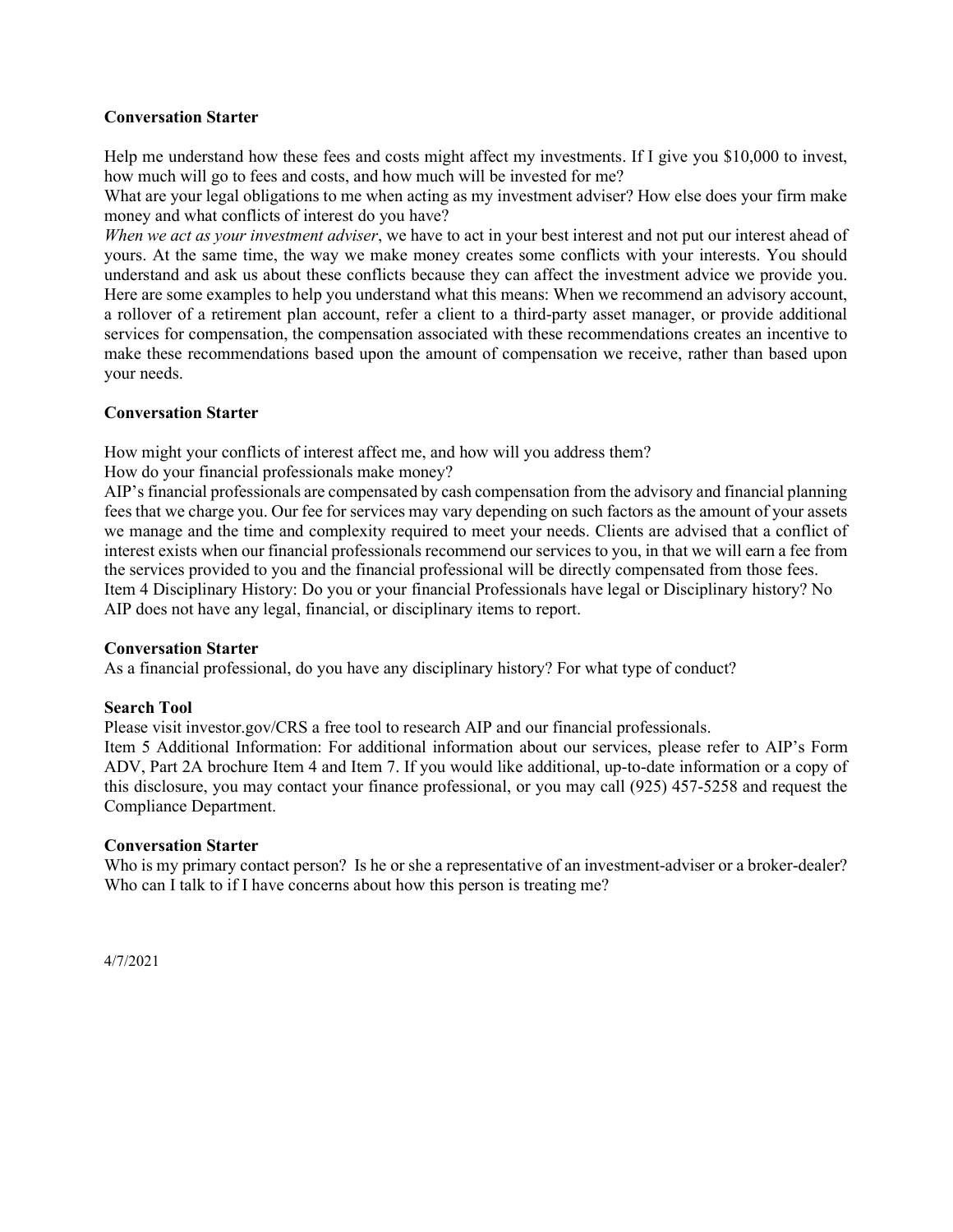**Conversation Starter**

Help me understand how these fees and costs might affect my investments. If I give you $10,000 to invest, how much will go to fees and costs, and how much will be invested for me?

What are your legal obligations to me when acting as my investment adviser? How else does your firm make money and what conflicts of interest do you have?

*When we act as your investment adviser*, we have to act in your best interest and not put our interest ahead of yours. At the same time, the way we make money creates some conflicts with your interests. You should understand and ask us about these conflicts because they can affect the investment advice we provide you. Here are some examples to help you understand what this means: When we recommend an advisory account, a rollover of a retirement plan account, refer a client to a third-party asset manager, or provide additional services for compensation, the compensation associated with these recommendations creates an incentive to make these recommendations based upon the amount of compensation we receive, rather than based upon your needs.

**Conversation Starter**

How might your conflicts of interest affect me, and how will you address them?

How do your financial professionals make money?

AIP's financial professionals are compensated by cash compensation from the advisory and financial planning fees that we charge you. Our fee for services may vary depending on such factors as the amount of your assets we manage and the time and complexity required to meet your needs. Clients are advised that a conflict of interest exists when our financial professionals recommend our services to you, in that we will earn a fee from the services provided to you and the financial professional will be directly compensated from those fees.

Item 4 Disciplinary History: Do you or your financial Professionals have legal or Disciplinary history? No AIP does not have any legal, financial, or disciplinary items to report.

**Conversation Starter**

As a financial professional, do you have any disciplinary history? For what type of conduct?

**Search Tool**

Please visit investor.gov/CRS a free tool to research AIP and our financial professionals.

Item 5 Additional Information: For additional information about our services, please refer to AIP's Form ADV, Part 2A brochure Item 4 and Item 7. If you would like additional, up-to-date information or a copy of this disclosure, you may contact your finance professional, or you may call (925) 457-5258 and request the Compliance Department.

**Conversation Starter**

Who is my primary contact person? Is he or she a representative of an investment-adviser or a broker-dealer? Who can I talk to if I have concerns about how this person is treating me?

4/7/2021